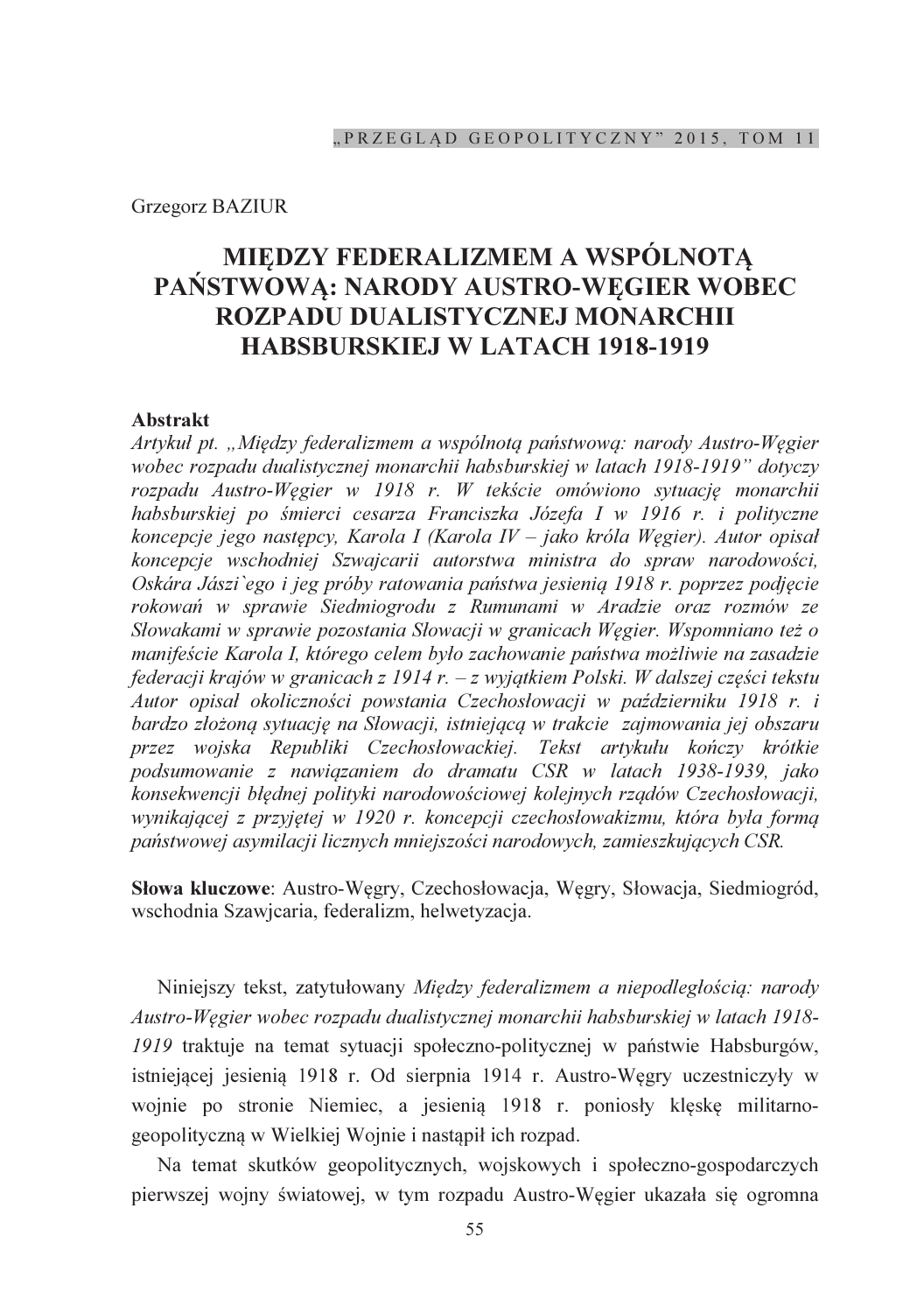Grzegorz BAZIUR

# MIĘDZY FEDERALIZMEM A WSPÓLNOTĄ PAŃSTWOWĄ: NARODY AUSTRO-WĘGIER WOBEC ROZPADU DUALISTYCZNEJ MONARCHII HABSBURSKIEJ W LATACH 1918-1919

**Abstrakt**

*Artykuł pt. „Między federalizmem a wspólnotą państwową: narody Austro-Węgier wobec rozpadu dualistycznej monarchii habsburskiej w latach 1918-1919" dotyczy rozpadu Austro-Węgier w 1918 r. W tekście omówiono sytuację monarchii habsburskiej po śmierci cesarza Franciszka Józefa I w 1916 r. i polityczne koncepcje jego następcy, Karola I (Karola IV – jako króla Węgier). Autor opisał koncepcje wschodniej Szwajcarii autorstwa ministra do spraw narodowości, Oskára Jászi`ego i jeg próby ratowania państwa jesienią 1918 r. poprzez podjęcie rokowań w sprawie Siedmiogrodu z Rumunami w Aradzie oraz rozmów ze Słowakami w sprawie pozostania Słowacji w granicach Węgier. Wspomniano też o manifeście Karola I, którego celem było zachowanie państwa możliwie na zasadzie federacji krajów w granicach z 1914 r. – z wyjątkiem Polski. W dalszej części tekstu Autor opisał okoliczności powstania Czechosłowacji w październiku 1918 r. i bardzo złożoną sytuację na Słowacji, istniejącą w trakcie zajmowania jej obszaru przez wojska Republiki Czechosłowackiej. Tekst artykułu kończy krótkie podsumowanie z nawiązaniem do dramatu CSR w latach 1938-1939, jako konsekwencji błędnej polityki narodowościowej kolejnych rządów Czechosłowacji, wynikającej z przyjętej w 1920 r. koncepcji czechosłowakizmu, która była formą państwowej asymilacji licznych mniejszości narodowych, zamieszkujących CSR.*

**Słowa kluczowe**: Austro-Węgry, Czechosłowacja, Węgry, Słowacja, Siedmiogród, wschodnia Szawjcaria, federalizm, helwetyzacja.

Niniejszy tekst, zatytułowany *Między federalizmem a niepodległością: narody Austro-Węgier wobec rozpadu dualistycznej monarchii habsburskiej w latach 1918-1919* traktuje na temat sytuacji społeczno-politycznej w państwie Habsburgów, istniejącej jesienią 1918 r. Od sierpnia 1914 r. Austro-Węgry uczestniczyły w wojnie po stronie Niemiec, a jesienią 1918 r. poniosły klęskę militarno-geopolityczną w Wielkiej Wojnie i nastąpił ich rozpad.

Na temat skutków geopolitycznych, wojskowych i społeczno-gospodarczych pierwszej wojny światowej, w tym rozpadu Austro-Węgier ukazała się ogromna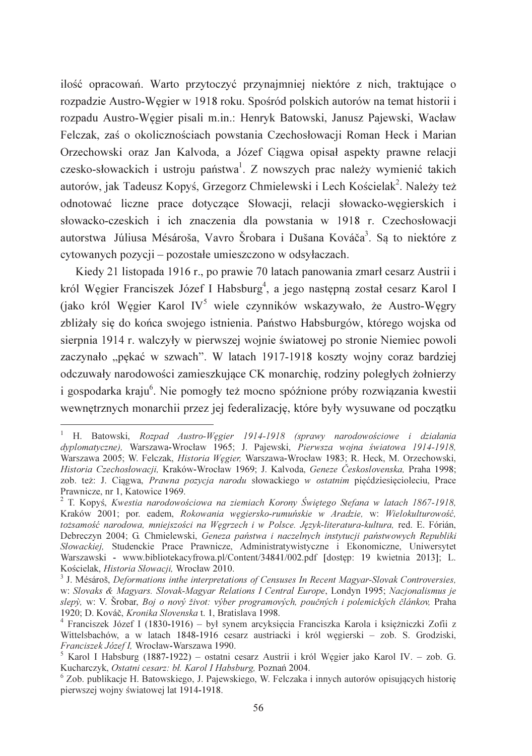ilość opracowań. Warto przytoczyć przynajmniej niektóre z nich, traktujące o rozpadzie Austro-Węgier w 1918 roku. Spośród polskich autorów na temat historii i rozpadu Austro-Węgier pisali m.in.: Henryk Batowski, Janusz Pajewski, Wacław Felczak, zaś o okolicznościach powstania Czechosłowacji Roman Heck i Marian Orzechowski oraz Jan Kalvoda, a Józef Ciągwa opisał aspekty prawne relacji czesko-słowackich i ustroju państwa[1]. Z nowszych prac należy wymienić takich autorów, jak Tadeusz Kopyś, Grzegorz Chmielewski i Lech Kościelak[2]. Należy też odnotować liczne prace dotyczące Słowacji, relacji słowacko-węgierskich i słowacko-czeskich i ich znaczenia dla powstania w 1918 r. Czechosłowacji autorstwa Júliusa Mésároša, Vavro Šrobara i Dušana Kováča[3]. Są to niektóre z cytowanych pozycji – pozostałe umieszczono w odsyłaczach.

Kiedy 21 listopada 1916 r., po prawie 70 latach panowania zmarł cesarz Austrii i król Węgier Franciszek Józef I Habsburg[4], a jego następną został cesarz Karol I (jako król Węgier Karol IV[5] wiele czynników wskazywało, że Austro-Węgry zbliżały się do końca swojego istnienia. Państwo Habsburgów, którego wojska od sierpnia 1914 r. walczyły w pierwszej wojnie światowej po stronie Niemiec powoli zaczynało „pękać w szwach". W latach 1917-1918 koszty wojny coraz bardziej odczuwały narodowości zamieszkujące CK monarchię, rodziny poległych żołnierzy i gospodarka kraju[6]. Nie pomogły też mocno spóźnione próby rozwiązania kwestii wewnętrznych monarchii przez jej federalizację, które były wysuwane od początku

---

[1] H. Batowski, *Rozpad Austro-Węgier 1914-1918 (sprawy narodowościowe i działania dyplomatyczne),* Warszawa-Wrocław 1965; J. Pajewski, *Pierwsza wojna światowa 1914-1918,* Warszawa 2005; W. Felczak, *Historia Węgier,* Warszawa-Wrocław 1983; R. Heck, M. Orzechowski, *Historia Czechosłowacji,* Kraków-Wrocław 1969; J. Kalvoda, *Geneze Československa,* Praha 1998; zob. też: J. Ciągwa, *Prawna pozycja narodu* słowackiego *w ostatnim* pięćdziesięcioleciu, Prace Prawnicze, nr 1, Katowice 1969.

[2] T. Kopyś, *Kwestia narodowościowa na ziemiach Korony Świętego Stefana w latach 1867-1918,* Kraków 2001; por. eadem, *Rokowania węgiersko-rumuńskie w Aradzie,* w: *Wielokulturowość, tożsamość narodowa, mniejszości na Węgrzech i w Polsce. Język-literatura-kultura,* red. E. Fórián, Debreczyn 2004; G. Chmielewski, *Geneza państwa i naczelnych instytucji państwowych Republiki Słowackiej,* Studenckie Prace Prawnicze, Administratywistyczne i Ekonomiczne, Uniwersytet Warszawski - www.bibliotekacyfrowa.pl/Content/34841/002.pdf [dostęp: 19 kwietnia 2013]; L. Kościelak, *Historia Słowacji,* Wrocław 2010.

[3] J. Mésároš, *Deformations inthe interpretations of Censuses In Recent Magyar-Slovak Controversies,* w: *Slovaks & Magyars. Slovak-Magyar Relations I Central Europe*, Londyn 1995; *Nacjonalismus je slepý,* w: V. Šrobar, *Boj o nový život: výber programových, poučných i polemických článkov,* Praha 1920; D. Kováč, *Kronika Slovenska* t. 1, Bratislava 1998.

[4] Franciszek Józef I (1830-1916) – był synem arcyksięcia Franciszka Karola i księżniczki Zofii z Wittelsbachów, a w latach 1848-1916 cesarz austriacki i król węgierski – zob. S. Grodziski, *Franciszek Józef I,* Wrocław-Warszawa 1990.

[5] Karol I Habsburg (1887-1922) – ostatni cesarz Austrii i król Węgier jako Karol IV. – zob. G. Kucharczyk, *Ostatni cesarz: bł. Karol I Habsburg,* Poznań 2004.

[6] Zob. publikacje H. Batowskiego, J. Pajewskiego, W. Felczaka i innych autorów opisujących historię pierwszej wojny światowej lat 1914-1918.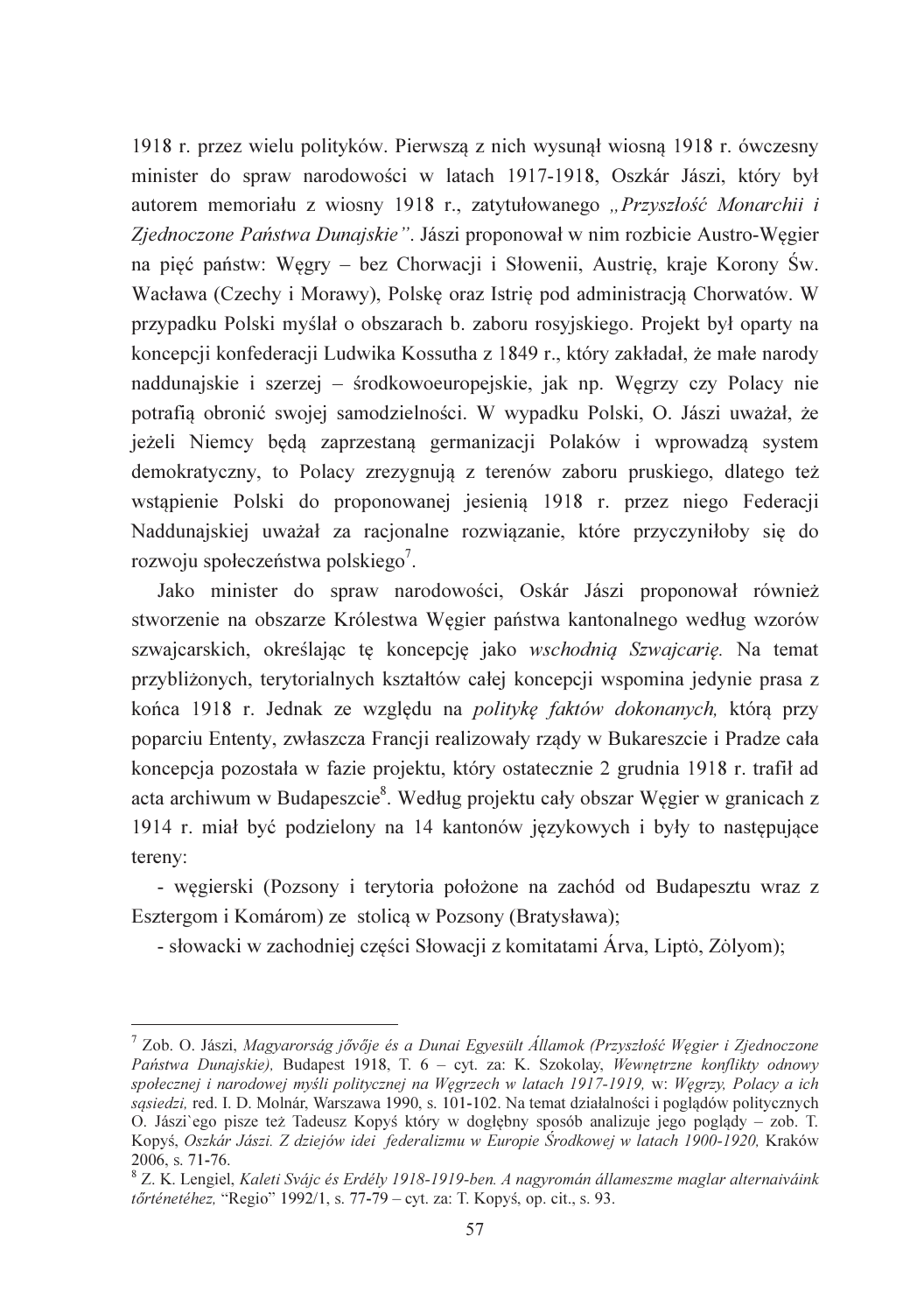1918 r. przez wielu polityków. Pierwszą z nich wysunął wiosną 1918 r. ówczesny minister do spraw narodowości w latach 1917-1918, Oszkár Jászi, który był autorem memoriału z wiosny 1918 r., zatytułowanego *„Przyszłość Monarchii i Zjednoczone Państwa Dunajskie"*. Jászi proponował w nim rozbicie Austro-Węgier na pięć państw: Węgry – bez Chorwacji i Słowenii, Austrię, kraje Korony Św. Wacława (Czechy i Morawy), Polskę oraz Istrię pod administracją Chorwatów. W przypadku Polski myślał o obszarach b. zaboru rosyjskiego. Projekt był oparty na koncepcji konfederacji Ludwika Kossutha z 1849 r., który zakładał, że małe narody naddunajskie i szerzej – środkowoeuropejskie, jak np. Węgrzy czy Polacy nie potrafią obronić swojej samodzielności. W wypadku Polski, O. Jászi uważał, że jeżeli Niemcy będą zaprzestaną germanizacji Polaków i wprowadzą system demokratyczny, to Polacy zrezygnują z terenów zaboru pruskiego, dlatego też wstąpienie Polski do proponowanej jesienią 1918 r. przez niego Federacji Naddunajskiej uważał za racjonalne rozwiązanie, które przyczyniłoby się do rozwoju społeczeństwa polskiego[7].

Jako minister do spraw narodowości, Oskár Jászi proponował również stworzenie na obszarze Królestwa Węgier państwa kantonalnego według wzorów szwajcarskich, określając tę koncepcję jako *wschodnią Szwajcarię.* Na temat przybliżonych, terytorialnych kształtów całej koncepcji wspomina jedynie prasa z końca 1918 r. Jednak ze względu na *politykę faktów dokonanych,* którą przy poparciu Ententy, zwłaszcza Francji realizowały rządy w Bukareszcie i Pradze cała koncepcja pozostała w fazie projektu, który ostatecznie 2 grudnia 1918 r. trafił ad acta archiwum w Budapeszcie[8]. Według projektu cały obszar Węgier w granicach z 1914 r. miał być podzielony na 14 kantonów językowych i były to następujące tereny:

- węgierski (Pozsony i terytoria położone na zachód od Budapesztu wraz z Esztergom i Komárom) ze stolicą w Pozsony (Bratysława);
- słowacki w zachodniej części Słowacji z komitatami Árva, Liptò, Zòlyom);

---

[7] Zob. O. Jászi, *Magyarország jővője és a Dunai Egyesült Államok (Przyszłość Węgier i Zjednoczone Państwa Dunajskie),* Budapest 1918, T. 6 – cyt. za: K. Szokolay, *Wewnętrzne konflikty odnowy społecznej i narodowej myśli politycznej na Węgrzech w latach 1917-1919,* w: *Węgrzy, Polacy a ich sąsiedzi,* red. I. D. Molnár, Warszawa 1990, s. 101-102. Na temat działalności i poglądów politycznych O. Jászi`ego pisze też Tadeusz Kopyś który w dogłębny sposób analizuje jego poglądy – zob. T. Kopyś, *Oszkár Jászi. Z dziejów idei federalizmu w Europie Środkowej w latach 1900-1920,* Kraków 2006, s. 71-76.

[8] Z. K. Lengiel, *Kaleti Svájc és Erdély 1918-1919-ben. A nagyromán állameszme maglar alternaiváink tőrténetéhez,* "Regio" 1992/1, s. 77-79 – cyt. za: T. Kopyś, op. cit., s. 93.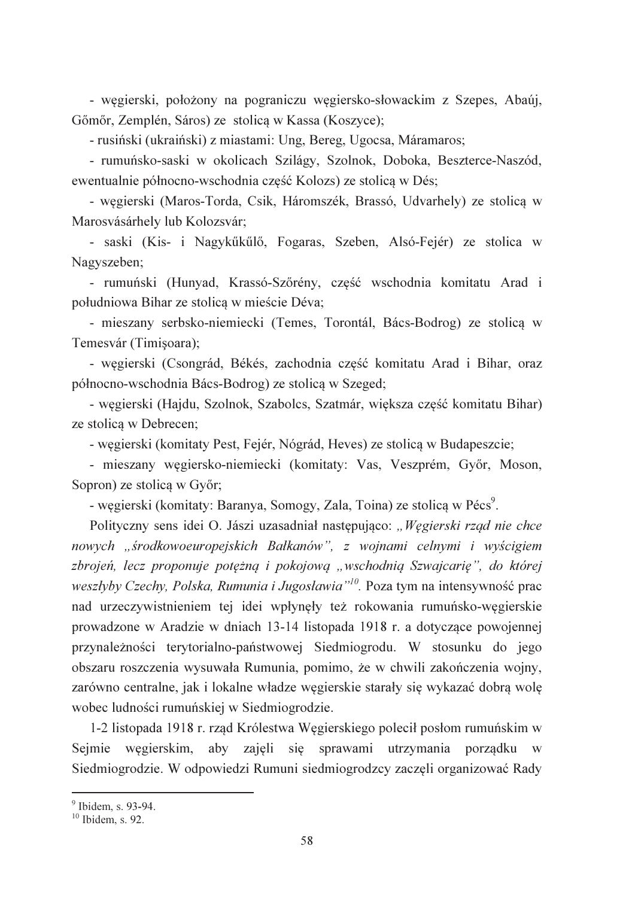- węgierski, położony na pograniczu węgiersko-słowackim z Szepes, Abaúj, Gőmőr, Zemplén, Sáros) ze stolicą w Kassa (Koszyce);

- rusiński (ukraiński) z miastami: Ung, Bereg, Ugocsa, Máramaros;

- rumuńsko-saski w okolicach Szilágy, Szolnok, Doboka, Beszterce-Naszód, ewentualnie północno-wschodnia część Kolozs) ze stolicą w Dés;

- węgierski (Maros-Torda, Csik, Háromszék, Brassó, Udvarhely) ze stolicą w Marosvásárhely lub Kolozsvár;

- saski (Kis- i Nagykűkűlő, Fogaras, Szeben, Alsó-Fejér) ze stolica w Nagyszeben;

- rumuński (Hunyad, Krassó-Szőrény, część wschodnia komitatu Arad i południowa Bihar ze stolicą w mieście Déva;

- mieszany serbsko-niemiecki (Temes, Torontál, Bács-Bodrog) ze stolicą w Temesvár (Timişoara);

- węgierski (Csongrád, Békés, zachodnia część komitatu Arad i Bihar, oraz północno-wschodnia Bács-Bodrog) ze stolicą w Szeged;

- węgierski (Hajdu, Szolnok, Szabolcs, Szatmár, większa część komitatu Bihar) ze stolicą w Debrecen;

- węgierski (komitaty Pest, Fejér, Nógrád, Heves) ze stolicą w Budapeszcie;

- mieszany węgiersko-niemiecki (komitaty: Vas, Veszprém, Győr, Moson, Sopron) ze stolicą w Győr;

- węgierski (komitaty: Baranya, Somogy, Zala, Toina) ze stolicą w Pécs[9].

Polityczny sens idei O. Jászi uzasadniał następująco: *„Węgierski rząd nie chce nowych „środkowoeuropejskich Bałkanów", z wojnami celnymi i wyścigiem zbrojeń, lecz proponuje potężną i pokojową „wschodnią Szwajcarię", do której weszłyby Czechy, Polska, Rumunia i Jugosławia"*[10]. Poza tym na intensywność prac nad urzeczywistnieniem tej idei wpłynęły też rokowania rumuńsko-węgierskie prowadzone w Aradzie w dniach 13-14 listopada 1918 r. a dotyczące powojennej przynależności terytorialno-państwowej Siedmiogrodu. W stosunku do jego obszaru roszczenia wysuwała Rumunia, pomimo, że w chwili zakończenia wojny, zarówno centralne, jak i lokalne władze węgierskie starały się wykazać dobrą wolę wobec ludności rumuńskiej w Siedmiogrodzie.

1-2 listopada 1918 r. rząd Królestwa Węgierskiego polecił posłom rumuńskim w Sejmie węgierskim, aby zajęli się sprawami utrzymania porządku w Siedmiogrodzie. W odpowiedzi Rumuni siedmiogrodzcy zaczęli organizować Rady

---

[9] Ibidem, s. 93-94.

[10] Ibidem, s. 92.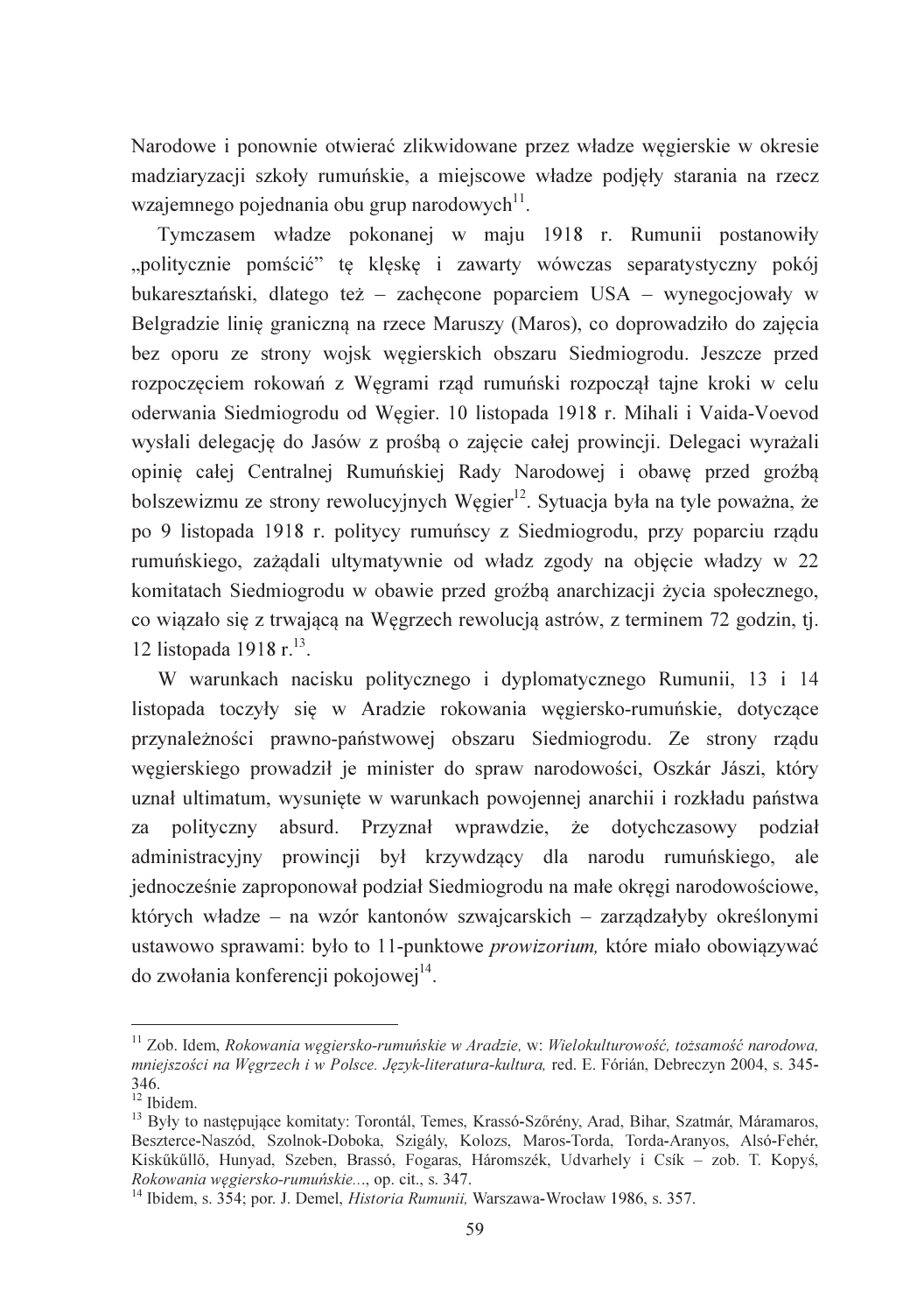Narodowe i ponownie otwierać zlikwidowane przez władze węgierskie w okresie madziaryzacji szkoły rumuńskie, a miejscowe władze podjęły starania na rzecz wzajemnego pojednania obu grup narodowych[11].

Tymczasem władze pokonanej w maju 1918 r. Rumunii postanowiły „politycznie pomścić" tę klęskę i zawarty wówczas separatystyczny pokój bukaresztański, dlatego też – zachęcone poparciem USA – wynegocjowały w Belgradzie linię graniczną na rzece Maruszy (Maros), co doprowadziło do zajęcia bez oporu ze strony wojsk węgierskich obszaru Siedmiogrodu. Jeszcze przed rozpoczęciem rokowań z Węgrami rząd rumuński rozpoczął tajne kroki w celu oderwania Siedmiogrodu od Węgier. 10 listopada 1918 r. Mihali i Vaida-Voevod wysłali delegację do Jasów z prośbą o zajęcie całej prowincji. Delegaci wyrażali opinię całej Centralnej Rumuńskiej Rady Narodowej i obawę przed groźbą bolszewizmu ze strony rewolucyjnych Węgier[12]. Sytuacja była na tyle poważna, że po 9 listopada 1918 r. politycy rumuńscy z Siedmiogrodu, przy poparciu rządu rumuńskiego, zażądali ultymatywnie od władz zgody na objęcie władzy w 22 komitatach Siedmiogrodu w obawie przed groźbą anarchizacji życia społecznego, co wiązało się z trwającą na Węgrzech rewolucją astrów, z terminem 72 godzin, tj. 12 listopada 1918 r.[13].

W warunkach nacisku politycznego i dyplomatycznego Rumunii, 13 i 14 listopada toczyły się w Aradzie rokowania węgiersko-rumuńskie, dotyczące przynależności prawno-państwowej obszaru Siedmiogrodu. Ze strony rządu węgierskiego prowadził je minister do spraw narodowości, Oszkár Jászi, który uznał ultimatum, wysunięte w warunkach powojennej anarchii i rozkładu państwa za polityczny absurd. Przyznał wprawdzie, że dotychczasowy podział administracyjny prowincji był krzywdzący dla narodu rumuńskiego, ale jednocześnie zaproponował podział Siedmiogrodu na małe okręgi narodowościowe, których władze – na wzór kantonów szwajcarskich – zarządzałyby określonymi ustawowo sprawami: było to 11-punktowe *prowizorium,* które miało obowiązywać do zwołania konferencji pokojowej[14].

---

[11] Zob. Idem, *Rokowania węgiersko-rumuńskie w Aradzie,* w: *Wielokulturowość, tożsamość narodowa, mniejszości na Węgrzech i w Polsce. Język-literatura-kultura,* red. E. Fórián, Debreczyn 2004, s. 345-346.

[12] Ibidem.

[13] Były to następujące komitaty: Torontál, Temes, Krassó-Szörény, Arad, Bihar, Szatmár, Máramaros, Beszterce-Naszód, Szolnok-Doboka, Szigály, Kolozs, Maros-Torda, Torda-Aranyos, Alsó-Fehér, Kisküküllő, Hunyad, Szeben, Brassó, Fogaras, Háromszék, Udvarhely i Csík – zob. T. Kopyś, *Rokowania węgiersko-rumuńskie...*, op. cit., s. 347.

[14] Ibidem, s. 354; por. J. Demel, *Historia Rumunii,* Warszawa-Wrocław 1986, s. 357.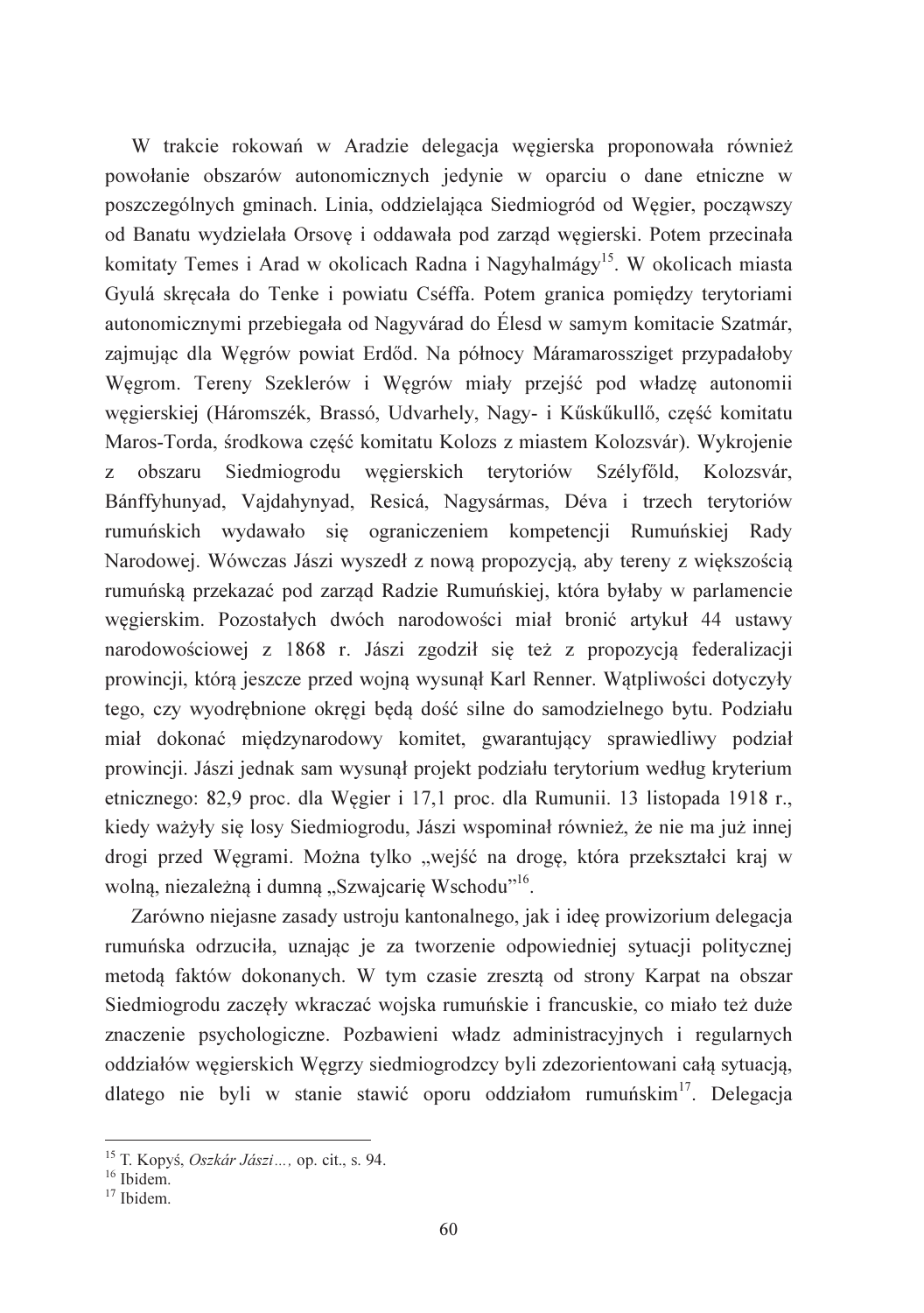W trakcie rokowań w Aradzie delegacja węgierska proponowała również powołanie obszarów autonomicznych jedynie w oparciu o dane etniczne w poszczególnych gminach. Linia, oddzielająca Siedmiogród od Węgier, począwszy od Banatu wydzielała Orsovę i oddawała pod zarząd węgierski. Potem przecinała komitaty Temes i Arad w okolicach Radna i Nagyhalmágy[15]. W okolicach miasta Gyulá skręcała do Tenke i powiatu Cséffa. Potem granica pomiędzy terytoriami autonomicznymi przebiegała od Nagyvárad do Élesd w samym komitacie Szatmár, zajmując dla Węgrów powiat Erdőd. Na północy Máramarossziget przypadałoby Węgrom. Tereny Szeklerów i Węgrów miały przejść pod władzę autonomii węgierskiej (Háromszék, Brassó, Udvarhely, Nagy- i Kűskűkullő, część komitatu Maros-Torda, środkowa część komitatu Kolozs z miastem Kolozsvár). Wykrojenie z obszaru Siedmiogrodu węgierskich terytoriów Szélyfőld, Kolozsvár, Bánffyhunyad, Vajdahynyad, Resicá, Nagysármas, Déva i trzech terytoriów rumuńskich wydawało się ograniczeniem kompetencji Rumuńskiej Rady Narodowej. Wówczas Jászi wyszedł z nową propozycją, aby tereny z większością rumuńską przekazać pod zarząd Radzie Rumuńskiej, która byłaby w parlamencie węgierskim. Pozostałych dwóch narodowości miał bronić artykuł 44 ustawy narodowościowej z 1868 r. Jászi zgodził się też z propozycją federalizacji prowincji, którą jeszcze przed wojną wysunął Karl Renner. Wątpliwości dotyczyły tego, czy wyodrębnione okręgi będą dość silne do samodzielnego bytu. Podziału miał dokonać międzynarodowy komitet, gwarantujący sprawiedliwy podział prowincji. Jászi jednak sam wysunął projekt podziału terytorium według kryterium etnicznego: 82,9 proc. dla Węgier i 17,1 proc. dla Rumunii. 13 listopada 1918 r., kiedy ważyły się losy Siedmiogrodu, Jászi wspominał również, że nie ma już innej drogi przed Węgrami. Można tylko „wejść na drogę, która przekształci kraj w wolną, niezależną i dumną „Szwajcarię Wschodu"[16].

Zarówno niejasne zasady ustroju kantonalnego, jak i ideę prowizorium delegacja rumuńska odrzuciła, uznając je za tworzenie odpowiedniej sytuacji politycznej metodą faktów dokonanych. W tym czasie zresztą od strony Karpat na obszar Siedmiogrodu zaczęły wkraczać wojska rumuńskie i francuskie, co miało też duże znaczenie psychologiczne. Pozbawieni władz administracyjnych i regularnych oddziałów węgierskich Węgrzy siedmiogrodzcy byli zdezorientowani całą sytuacją, dlatego nie byli w stanie stawić oporu oddziałom rumuńskim[17]. Delegacja

---

[15] T. Kopyś, *Oszkár Jászi…,* op. cit., s. 94.

[16] Ibidem.

[17] Ibidem.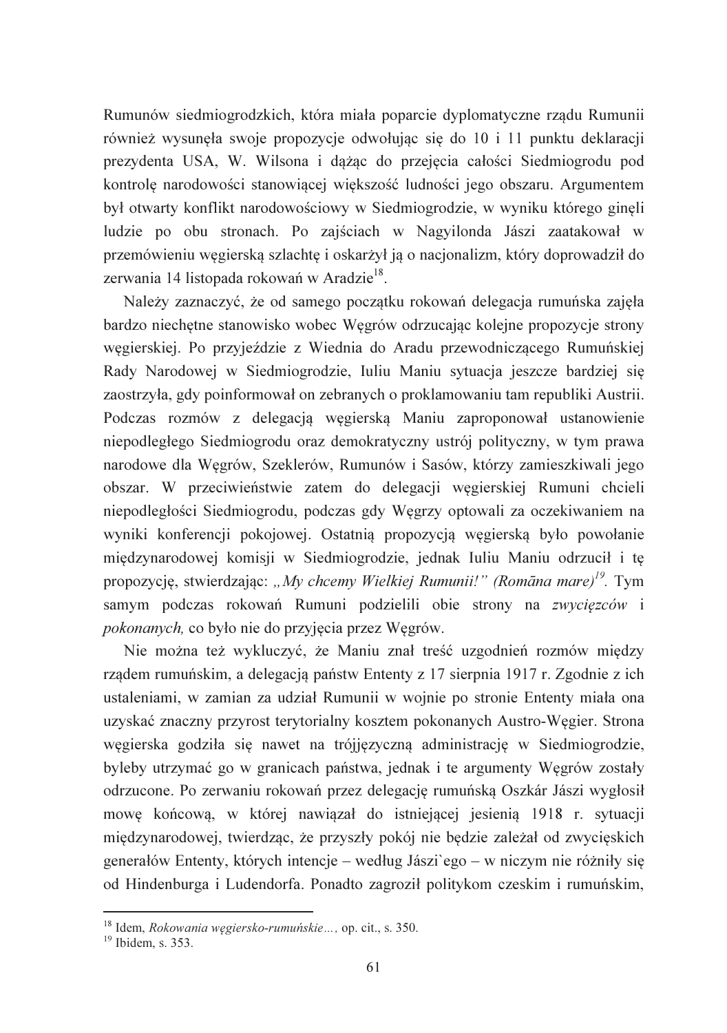Rumunów siedmiogrodzkich, która miała poparcie dyplomatyczne rządu Rumunii również wysunęła swoje propozycje odwołując się do 10 i 11 punktu deklaracji prezydenta USA, W. Wilsona i dążąc do przejęcia całości Siedmiogrodu pod kontrolę narodowości stanowiącej większość ludności jego obszaru. Argumentem był otwarty konflikt narodowościowy w Siedmiogrodzie, w wyniku którego ginęli ludzie po obu stronach. Po zajściach w Nagyilonda Jászi zaatakował w przemówieniu węgierską szlachtę i oskarżył ją o nacjonalizm, który doprowadził do zerwania 14 listopada rokowań w Aradzie[18].

Należy zaznaczyć, że od samego początku rokowań delegacja rumuńska zajęła bardzo niechętne stanowisko wobec Węgrów odrzucając kolejne propozycje strony węgierskiej. Po przyjeździe z Wiednia do Aradu przewodniczącego Rumuńskiej Rady Narodowej w Siedmiogrodzie, Iuliu Maniu sytuacja jeszcze bardziej się zaostrzyła, gdy poinformował on zebranych o proklamowaniu tam republiki Austrii. Podczas rozmów z delegacją węgierską Maniu zaproponował ustanowienie niepodległego Siedmiogrodu oraz demokratyczny ustrój polityczny, w tym prawa narodowe dla Węgrów, Szeklerów, Rumunów i Sasów, którzy zamieszkiwali jego obszar. W przeciwieństwie zatem do delegacji węgierskiej Rumuni chcieli niepodległości Siedmiogrodu, podczas gdy Węgrzy optowali za oczekiwaniem na wyniki konferencji pokojowej. Ostatnią propozycją węgierską było powołanie międzynarodowej komisji w Siedmiogrodzie, jednak Iuliu Maniu odrzucił i tę propozycję, stwierdzając: *„My chcemy Wielkiej Rumunii!" (Romāna mare)*[19]. Tym samym podczas rokowań Rumuni podzielili obie strony na *zwycięzców* i *pokonanych,* co było nie do przyjęcia przez Węgrów.

Nie można też wykluczyć, że Maniu znał treść uzgodnień rozmów między rządem rumuńskim, a delegacją państw Ententy z 17 sierpnia 1917 r. Zgodnie z ich ustaleniami, w zamian za udział Rumunii w wojnie po stronie Ententy miała ona uzyskać znaczny przyrost terytorialny kosztem pokonanych Austro-Węgier. Strona węgierska godziła się nawet na trójjęzyczną administrację w Siedmiogrodzie, byleby utrzymać go w granicach państwa, jednak i te argumenty Węgrów zostały odrzucone. Po zerwaniu rokowań przez delegację rumuńską Oszkár Jászi wygłosił mowę końcową, w której nawiązał do istniejącej jesienią 1918 r. sytuacji międzynarodowej, twierdząc, że przyszły pokój nie będzie zależał od zwycięskich generałów Ententy, których intencje – według Jászi`ego – w niczym nie różniły się od Hindenburga i Ludendorfa. Ponadto zagroził politykom czeskim i rumuńskim,

---

[18] Idem, *Rokowania węgiersko-rumuńskie…,* op. cit., s. 350.

[19] Ibidem, s. 353.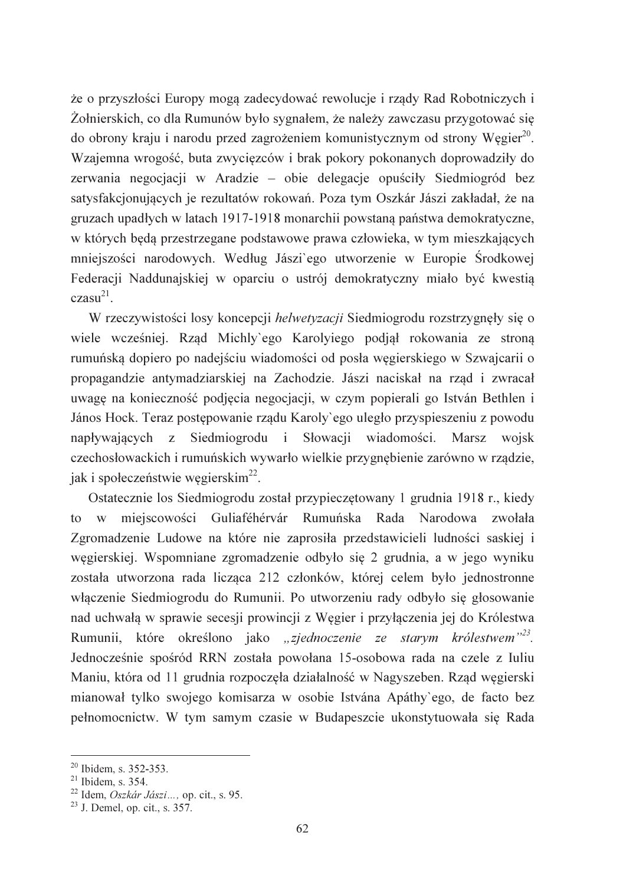że o przyszłości Europy mogą zadecydować rewolucje i rządy Rad Robotniczych i Żołnierskich, co dla Rumunów było sygnałem, że należy zawczasu przygotować się do obrony kraju i narodu przed zagrożeniem komunistycznym od strony Węgier[20]. Wzajemna wrogość, buta zwycięzców i brak pokory pokonanych doprowadziły do zerwania negocjacji w Aradzie – obie delegacje opuściły Siedmiogród bez satysfakcjonujących je rezultatów rokowań. Poza tym Oszkár Jászi zakładał, że na gruzach upadłych w latach 1917-1918 monarchii powstaną państwa demokratyczne, w których będą przestrzegane podstawowe prawa człowieka, w tym mieszkających mniejszości narodowych. Według Jászi`ego utworzenie w Europie Środkowej Federacji Naddunajskiej w oparciu o ustrój demokratyczny miało być kwestią czasu[21].

W rzeczywistości losy koncepcji *helwetyzacji* Siedmiogrodu rozstrzygnęły się o wiele wcześniej. Rząd Michly`ego Karolyiego podjął rokowania ze stroną rumuńską dopiero po nadejściu wiadomości od posła węgierskiego w Szwajcarii o propagandzie antymadziarskiej na Zachodzie. Jászi naciskał na rząd i zwracał uwagę na konieczność podjęcia negocjacji, w czym popierali go István Bethlen i János Hock. Teraz postępowanie rządu Karoly`ego uległo przyspieszeniu z powodu napływających z Siedmiogrodu i Słowacji wiadomości. Marsz wojsk czechosłowackich i rumuńskich wywarło wielkie przygnębienie zarówno w rządzie, jak i społeczeństwie węgierskim[22].

Ostatecznie los Siedmiogrodu został przypieczętowany 1 grudnia 1918 r., kiedy to w miejscowości Guliaféhérvár Rumuńska Rada Narodowa zwołała Zgromadzenie Ludowe na które nie zaprosiła przedstawicieli ludności saskiej i węgierskiej. Wspomniane zgromadzenie odbyło się 2 grudnia, a w jego wyniku została utworzona rada licząca 212 członków, której celem było jednostronne włączenie Siedmiogrodu do Rumunii. Po utworzeniu rady odbyło się głosowanie nad uchwałą w sprawie secesji prowincji z Węgier i przyłączenia jej do Królestwa Rumunii, które określono jako *„zjednoczenie ze starym królestwem”*[23]. Jednocześnie spośród RRN została powołana 15-osobowa rada na czele z Iuliu Maniu, która od 11 grudnia rozpoczęła działalność w Nagyszeben. Rząd węgierski mianował tylko swojego komisarza w osobie Istvána Apáthy`ego, de facto bez pełnomocnictw. W tym samym czasie w Budapeszcie ukonstytuowała się Rada

---

[20] Ibidem, s. 352-353.

[21] Ibidem, s. 354.

[22] Idem, *Oszkár Jászi…,* op. cit., s. 95.

[23] J. Demel, op. cit., s. 357.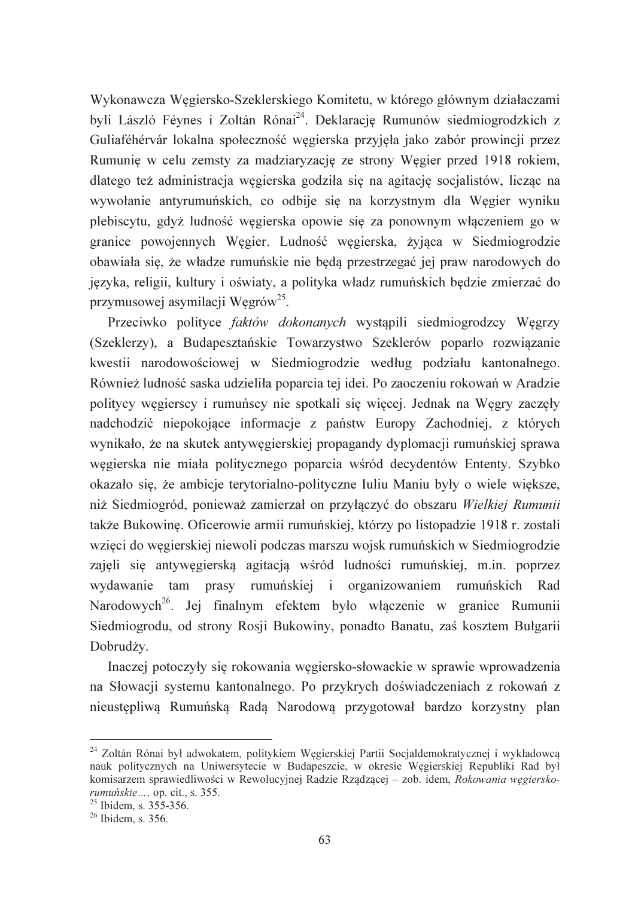Wykonawcza Węgiersko-Szeklerskiego Komitetu, w którego głównym działaczami byli László Féynes i Zoltán Rónai[24]. Deklarację Rumunów siedmiogrodzkich z Guliaféhérvár lokalna społeczność węgierska przyjęła jako zabór prowincji przez Rumunię w celu zemsty za madziaryzację ze strony Węgier przed 1918 rokiem, dlatego też administracja węgierska godziła się na agitację socjalistów, licząc na wywołanie antyrumuńskich, co odbije się na korzystnym dla Węgier wyniku plebiscytu, gdyż ludność węgierska opowie się za ponownym włączeniem go w granice powojennych Węgier. Ludność węgierska, żyjąca w Siedmiogrodzie obawiała się, że władze rumuńskie nie będą przestrzegać jej praw narodowych do języka, religii, kultury i oświaty, a polityka władz rumuńskich będzie zmierzać do przymusowej asymilacji Węgrów[25].

Przeciwko polityce *faktów dokonanych* wystąpili siedmiogrodzcy Węgrzy (Szeklerzy), a Budapesztańskie Towarzystwo Szeklerów poparło rozwiązanie kwestii narodowościowej w Siedmiogrodzie według podziału kantonalnego. Również ludność saska udzieliła poparcia tej idei. Po zaoczeniu rokowań w Aradzie politycy węgierscy i rumuńscy nie spotkali się więcej. Jednak na Węgry zaczęły nadchodzić niepokojące informacje z państw Europy Zachodniej, z których wynikało, że na skutek antywęgierskiej propagandy dyplomacji rumuńskiej sprawa węgierska nie miała politycznego poparcia wśród decydentów Ententy. Szybko okazało się, że ambicje terytorialno-polityczne Iuliu Maniu były o wiele większe, niż Siedmiogród, ponieważ zamierzał on przyłączyć do obszaru *Wielkiej Rumunii* także Bukowinę. Oficerowie armii rumuńskiej, którzy po listopadzie 1918 r. zostali wzięci do węgierskiej niewoli podczas marszu wojsk rumuńskich w Siedmiogrodzie zajęli się antywęgierską agitacją wśród ludności rumuńskiej, m.in. poprzez wydawanie tam prasy rumuńskiej i organizowaniem rumuńskich Rad Narodowych[26]. Jej finalnym efektem było włączenie w granice Rumunii Siedmiogrodu, od strony Rosji Bukowiny, ponadto Banatu, zaś kosztem Bułgarii Dobrudży.

Inaczej potoczyły się rokowania węgiersko-słowackie w sprawie wprowadzenia na Słowacji systemu kantonalnego. Po przykrych doświadczeniach z rokowań z nieustępliwą Rumuńską Radą Narodową przygotował bardzo korzystny plan

---

[24] Zoltán Rónai był adwokatem, politykiem Węgierskiej Partii Socjaldemokratycznej i wykładowcą nauk politycznych na Uniwersytecie w Budapeszcie, w okresie Węgierskiej Republiki Rad był komisarzem sprawiedliwości w Rewolucyjnej Radzie Rządzącej – zob. idem, *Rokowania węgiersko-rumuńskie…,* op. cit., s. 355.

[25] Ibidem, s. 355-356.

[26] Ibidem, s. 356.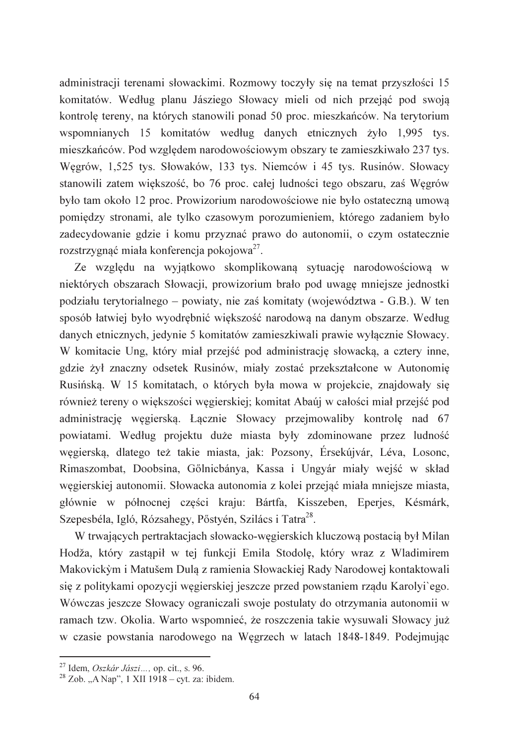administracji terenami słowackimi. Rozmowy toczyły się na temat przyszłości 15 komitatów. Według planu Jásziego Słowacy mieli od nich przejąć pod swoją kontrolę tereny, na których stanowili ponad 50 proc. mieszkańców. Na terytorium wspomnianych 15 komitatów według danych etnicznych żyło 1,995 tys. mieszkańców. Pod względem narodowościowym obszary te zamieszkiwało 237 tys. Węgrów, 1,525 tys. Słowaków, 133 tys. Niemców i 45 tys. Rusinów. Słowacy stanowili zatem większość, bo 76 proc. całej ludności tego obszaru, zaś Węgrów było tam około 12 proc. Prowizorium narodowościowe nie było ostateczną umową pomiędzy stronami, ale tylko czasowym porozumieniem, którego zadaniem było zadecydowanie gdzie i komu przyznać prawo do autonomii, o czym ostatecznie rozstrzygnąć miała konferencja pokojowa[27].

Ze względu na wyjątkowo skomplikowaną sytuację narodowościową w niektórych obszarach Słowacji, prowizorium brało pod uwagę mniejsze jednostki podziału terytorialnego – powiaty, nie zaś komitaty (województwa - G.B.). W ten sposób łatwiej było wyodrębnić większość narodową na danym obszarze. Według danych etnicznych, jedynie 5 komitatów zamieszkiwali prawie wyłącznie Słowacy. W komitacie Ung, który miał przejść pod administrację słowacką, a cztery inne, gdzie żył znaczny odsetek Rusinów, miały zostać przekształcone w Autonomię Rusińską. W 15 komitatach, o których była mowa w projekcie, znajdowały się również tereny o większości węgierskiej; komitat Abaúj w całości miał przejść pod administrację węgierską. Łącznie Słowacy przejmowaliby kontrolę nad 67 powiatami. Według projektu duże miasta były zdominowane przez ludność węgierską, dlatego też takie miasta, jak: Pozsony, Érsekújvár, Léva, Losonc, Rimaszombat, Doobsina, Gőlnicbánya, Kassa i Ungyár miały wejść w skład węgierskiej autonomii. Słowacka autonomia z kolei przejąć miała mniejsze miasta, głównie w północnej części kraju: Bártfa, Kisszeben, Eperjes, Késmárk, Szepesbéla, Igló, Rózsahegy, Pőstyén, Szilács i Tatra[28].

W trwających pertraktacjach słowacko-węgierskich kluczową postacią był Milan Hodža, który zastąpił w tej funkcji Emila Stodolę, który wraz z Wladimirem Makovickỳm i Matušem Dulą z ramienia Słowackiej Rady Narodowej kontaktowali się z politykami opozycji węgierskiej jeszcze przed powstaniem rządu Karolyi`ego. Wówczas jeszcze Słowacy ograniczali swoje postulaty do otrzymania autonomii w ramach tzw. Okolia. Warto wspomnieć, że roszczenia takie wysuwali Słowacy już w czasie powstania narodowego na Węgrzech w latach 1848-1849. Podejmując

---

[27] Idem, *Oszkár Jászi…,* op. cit., s. 96.

[28] Zob. „A Nap", 1 XII 1918 – cyt. za: ibidem.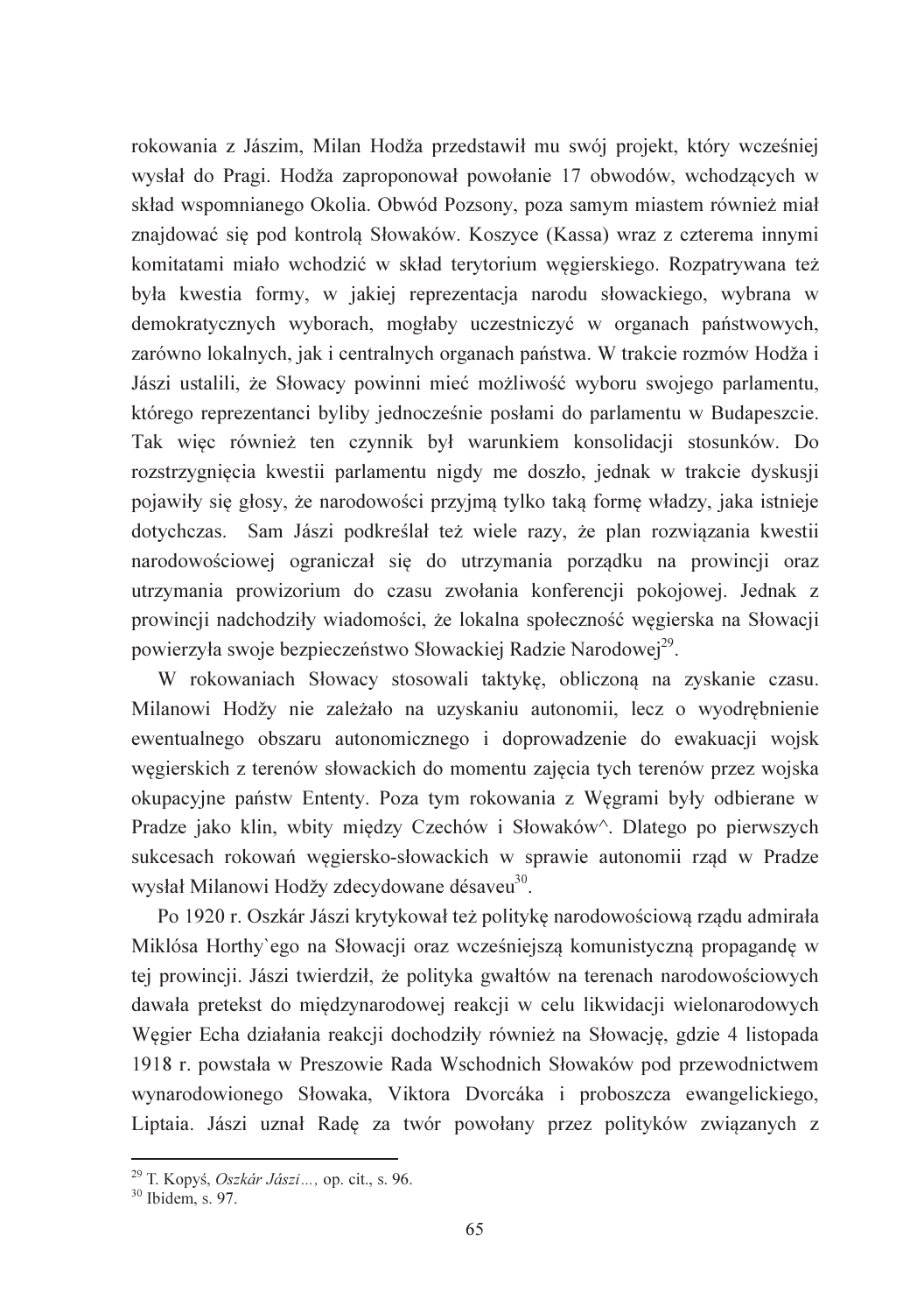rokowania z Jászim, Milan Hodža przedstawił mu swój projekt, który wcześniej wysłał do Pragi. Hodža zaproponował powołanie 17 obwodów, wchodzących w skład wspomnianego Okolia. Obwód Pozsony, poza samym miastem również miał znajdować się pod kontrolą Słowaków. Koszyce (Kassa) wraz z czterema innymi komitatami miało wchodzić w skład terytorium węgierskiego. Rozpatrywana też była kwestia formy, w jakiej reprezentacja narodu słowackiego, wybrana w demokratycznych wyborach, mogłaby uczestniczyć w organach państwowych, zarówno lokalnych, jak i centralnych organach państwa. W trakcie rozmów Hodža i Jászi ustalili, że Słowacy powinni mieć możliwość wyboru swojego parlamentu, którego reprezentanci byliby jednocześnie posłami do parlamentu w Budapeszcie. Tak więc również ten czynnik był warunkiem konsolidacji stosunków. Do rozstrzygnięcia kwestii parlamentu nigdy me doszło, jednak w trakcie dyskusji pojawiły się głosy, że narodowości przyjmą tylko taką formę władzy, jaka istnieje dotychczas. Sam Jászi podkreślał też wiele razy, że plan rozwiązania kwestii narodowościowej ograniczał się do utrzymania porządku na prowincji oraz utrzymania prowizorium do czasu zwołania konferencji pokojowej. Jednak z prowincji nadchodziły wiadomości, że lokalna społeczność węgierska na Słowacji powierzyła swoje bezpieczeństwo Słowackiej Radzie Narodowej[29].

W rokowaniach Słowacy stosowali taktykę, obliczoną na zyskanie czasu. Milanowi Hodžy nie zależało na uzyskaniu autonomii, lecz o wyodrębnienie ewentualnego obszaru autonomicznego i doprowadzenie do ewakuacji wojsk węgierskich z terenów słowackich do momentu zajęcia tych terenów przez wojska okupacyjne państw Ententy. Poza tym rokowania z Węgrami były odbierane w Pradze jako klin, wbity między Czechów i Słowaków^. Dlatego po pierwszych sukcesach rokowań węgiersko-słowackich w sprawie autonomii rząd w Pradze wysłał Milanowi Hodžy zdecydowane désaveu[30].

Po 1920 r. Oszkár Jászi krytykował też politykę narodowościową rządu admirała Miklósa Horthy`ego na Słowacji oraz wcześniejszą komunistyczną propagandę w tej prowincji. Jászi twierdził, że polityka gwałtów na terenach narodowościowych dawała pretekst do międzynarodowej reakcji w celu likwidacji wielonarodowych Węgier Echa działania reakcji dochodziły również na Słowację, gdzie 4 listopada 1918 r. powstała w Preszowie Rada Wschodnich Słowaków pod przewodnictwem wynarodowionego Słowaka, Viktora Dvorcáka i proboszcza ewangelickiego, Liptaia. Jászi uznał Radę za twór powołany przez polityków związanych z

[29] T. Kopyś, *Oszkár Jászi…,* op. cit., s. 96.
[30] Ibidem, s. 97.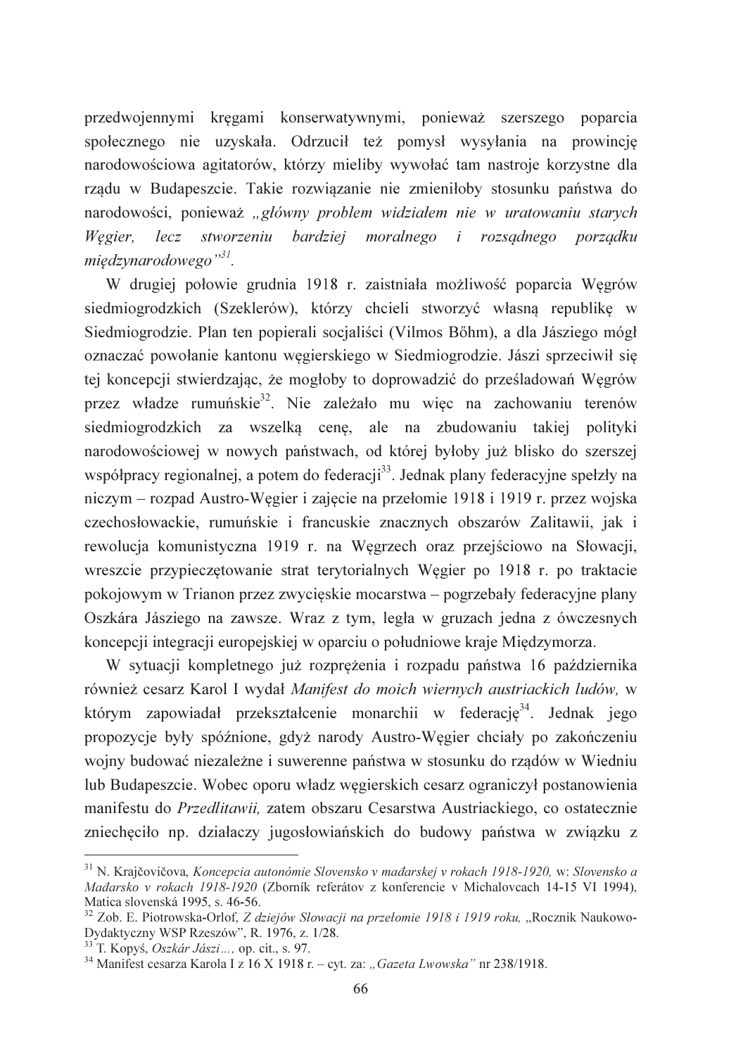przedwojennymi kręgami konserwatywnymi, ponieważ szerszego poparcia społecznego nie uzyskała. Odrzucił też pomysł wysyłania na prowincję narodowościowa agitatorów, którzy mieliby wywołać tam nastroje korzystne dla rządu w Budapeszcie. Takie rozwiązanie nie zmieniłoby stosunku państwa do narodowości, ponieważ *„główny problem widziałem nie w uratowaniu starych Węgier, lecz stworzeniu bardziej moralnego i rozsądnego porządku międzynarodowego"*[31].

W drugiej połowie grudnia 1918 r. zaistniała możliwość poparcia Węgrów siedmiogrodzkich (Szeklerów), którzy chcieli stworzyć własną republikę w Siedmiogrodzie. Plan ten popierali socjaliści (Vilmos Bőhm), a dla Jásziego mógł oznaczać powołanie kantonu węgierskiego w Siedmiogrodzie. Jászi sprzeciwił się tej koncepcji stwierdzając, że mogłoby to doprowadzić do prześladowań Węgrów przez władze rumuńskie[32]. Nie zależało mu więc na zachowaniu terenów siedmiogrodzkich za wszelką cenę, ale na zbudowaniu takiej polityki narodowościowej w nowych państwach, od której byłoby już blisko do szerszej współpracy regionalnej, a potem do federacji[33]. Jednak plany federacyjne spełzły na niczym – rozpad Austro-Węgier i zajęcie na przełomie 1918 i 1919 r. przez wojska czechosłowackie, rumuńskie i francuskie znacznych obszarów Zalitawii, jak i rewolucja komunistyczna 1919 r. na Węgrzech oraz przejściowo na Słowacji, wreszcie przypieczętowanie strat terytorialnych Węgier po 1918 r. po traktacie pokojowym w Trianon przez zwycięskie mocarstwa – pogrzebały federacyjne plany Oszkára Jásziego na zawsze. Wraz z tym, legła w gruzach jedna z ówczesnych koncepcji integracji europejskiej w oparciu o południowe kraje Międzymorza.

W sytuacji kompletnego już rozprężenia i rozpadu państwa 16 października również cesarz Karol I wydał *Manifest do moich wiernych austriackich ludów,* w którym zapowiadał przekształcenie monarchii w federację[34]. Jednak jego propozycje były spóźnione, gdyż narody Austro-Węgier chciały po zakończeniu wojny budować niezależne i suwerenne państwa w stosunku do rządów w Wiedniu lub Budapeszcie. Wobec oporu władz węgierskich cesarz ograniczył postanowienia manifestu do *Przedlitawii,* zatem obszaru Cesarstwa Austriackiego, co ostatecznie zniechęciło np. działaczy jugosłowiańskich do budowy państwa w związku z

---

[31] N. Krajčovičova, *Koncepcia autonómie Slovensko v maďarskej v rokach 1918-1920,* w: *Slovensko a Maďarsko v rokach 1918-1920* (Zborník referátov z konferencie v Michalovcach 14-15 VI 1994), Matica slovenská 1995, s. 46-56.

[32] Zob. E. Piotrowska-Orlof, *Z dziejów Słowacji na przełomie 1918 i 1919 roku,* „Rocznik Naukowo-Dydaktyczny WSP Rzeszów", R. 1976, z. 1/28.

[33] T. Kopyś, *Oszkár Jászi…,* op. cit., s. 97.

[34] Manifest cesarza Karola I z 16 X 1918 r. – cyt. za: *„Gazeta Lwowska"* nr 238/1918.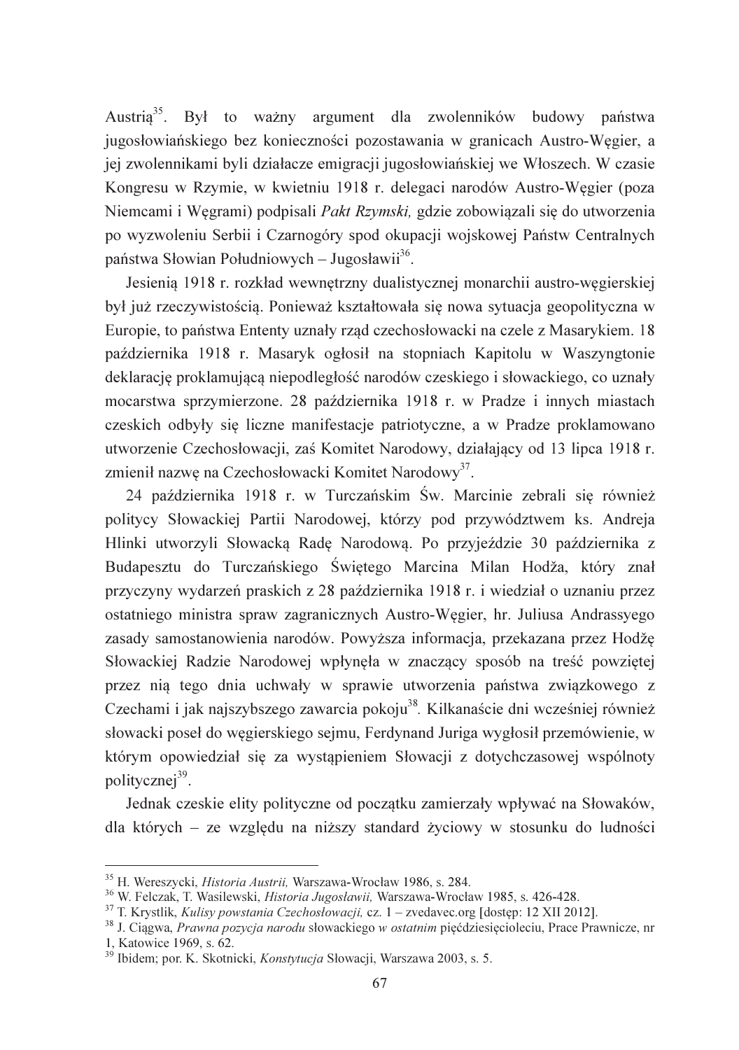Austrią[35]. Był to ważny argument dla zwolenników budowy państwa jugosłowiańskiego bez konieczności pozostawania w granicach Austro-Węgier, a jej zwolennikami byli działacze emigracji jugosłowiańskiej we Włoszech. W czasie Kongresu w Rzymie, w kwietniu 1918 r. delegaci narodów Austro-Węgier (poza Niemcami i Węgrami) podpisali *Pakt Rzymski,* gdzie zobowiązali się do utworzenia po wyzwoleniu Serbii i Czarnogóry spod okupacji wojskowej Państw Centralnych państwa Słowian Południowych – Jugosławii[36].

Jesienią 1918 r. rozkład wewnętrzny dualistycznej monarchii austro-węgierskiej był już rzeczywistością. Ponieważ kształtowała się nowa sytuacja geopolityczna w Europie, to państwa Ententy uznały rząd czechosłowacki na czele z Masarykiem. 18 października 1918 r. Masaryk ogłosił na stopniach Kapitolu w Waszyngtonie deklarację proklamującą niepodległość narodów czeskiego i słowackiego, co uznały mocarstwa sprzymierzone. 28 października 1918 r. w Pradze i innych miastach czeskich odbyły się liczne manifestacje patriotyczne, a w Pradze proklamowano utworzenie Czechosłowacji, zaś Komitet Narodowy, działający od 13 lipca 1918 r. zmienił nazwę na Czechosłowacki Komitet Narodowy[37].

24 października 1918 r. w Turczańskim Św. Marcinie zebrali się również politycy Słowackiej Partii Narodowej, którzy pod przywództwem ks. Andreja Hlinki utworzyli Słowacką Radę Narodową. Po przyjeździe 30 października z Budapesztu do Turczańskiego Świętego Marcina Milan Hodża, który znał przyczyny wydarzeń praskich z 28 października 1918 r. i wiedział o uznaniu przez ostatniego ministra spraw zagranicznych Austro-Węgier, hr. Juliusa Andrassyego zasady samostanowienia narodów. Powyższa informacja, przekazana przez Hodżę Słowackiej Radzie Narodowej wpłynęła w znaczący sposób na treść powziętej przez nią tego dnia uchwały w sprawie utworzenia państwa związkowego z Czechami i jak najszybszego zawarcia pokoju[38]. Kilkanaście dni wcześniej również słowacki poseł do węgierskiego sejmu, Ferdynand Juriga wygłosił przemówienie, w którym opowiedział się za wystąpieniem Słowacji z dotychczasowej wspólnoty politycznej[39].

Jednak czeskie elity polityczne od początku zamierzały wpływać na Słowaków, dla których – ze względu na niższy standard życiowy w stosunku do ludności

---

[35] H. Wereszycki, *Historia Austrii,* Warszawa-Wrocław 1986, s. 284.

[36] W. Felczak, T. Wasilewski, *Historia Jugosławii,* Warszawa-Wrocław 1985, s. 426-428.

[37] T. Krystlik, *Kulisy powstania Czechosłowacji,* cz. 1 – zvedavec.org [dostęp: 12 XII 2012].

[38] J. Ciągwa, *Prawna pozycja narodu* słowackiego *w ostatnim* pięćdziesięcioleciu, Prace Prawnicze, nr 1, Katowice 1969, s. 62.

[39] Ibidem; por. K. Skotnicki, *Konstytucja* Słowacji, Warszawa 2003, s. 5.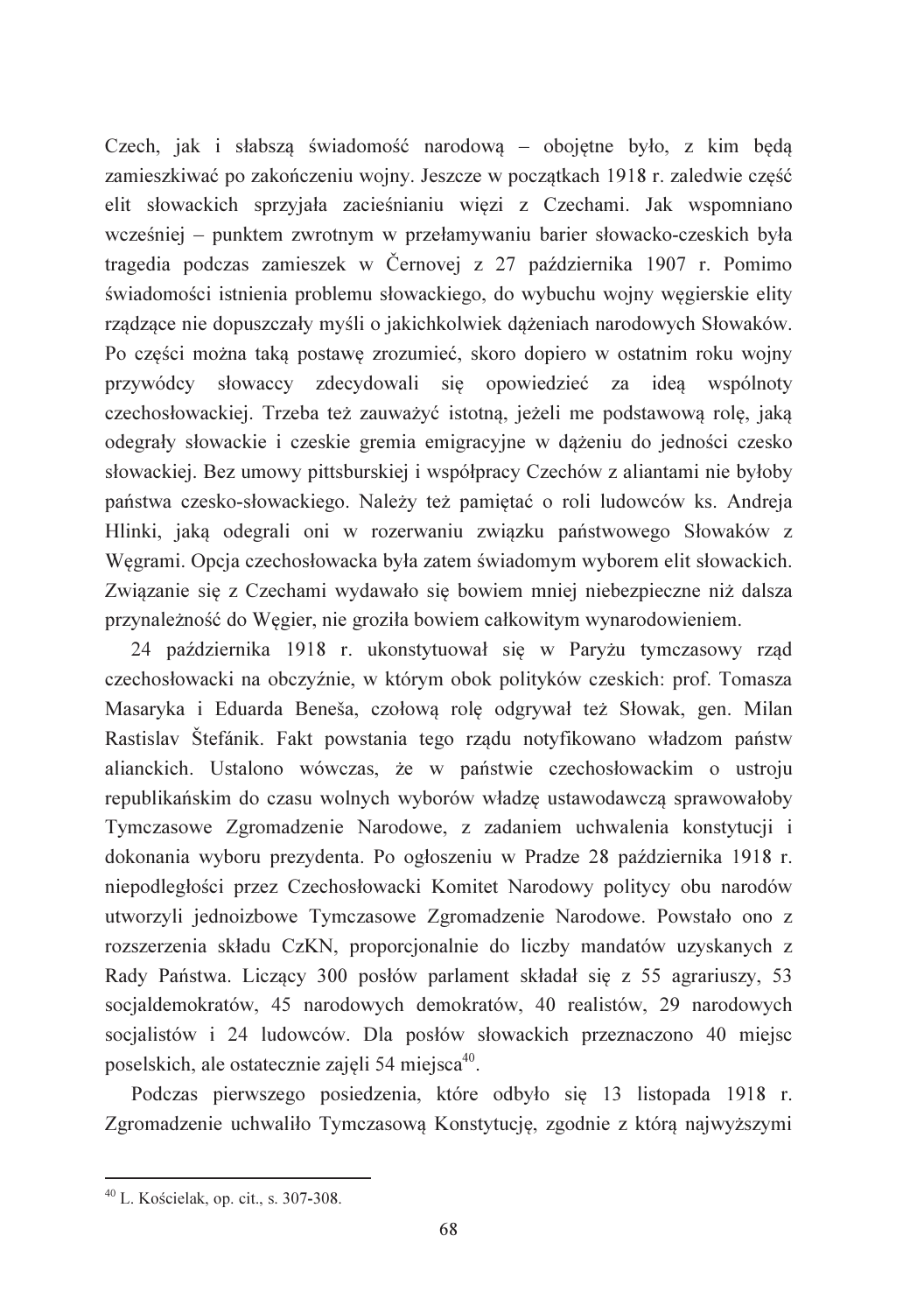Czech, jak i słabszą świadomość narodową – obojętne było, z kim będą zamieszkiwać po zakończeniu wojny. Jeszcze w początkach 1918 r. zaledwie część elit słowackich sprzyjała zacieśnianiu więzi z Czechami. Jak wspomniano wcześniej – punktem zwrotnym w przełamywaniu barier słowacko-czeskich była tragedia podczas zamieszek w Černovej z 27 października 1907 r. Pomimo świadomości istnienia problemu słowackiego, do wybuchu wojny węgierskie elity rządzące nie dopuszczały myśli o jakichkolwiek dążeniach narodowych Słowaków. Po części można taką postawę zrozumieć, skoro dopiero w ostatnim roku wojny przywódcy słowaccy zdecydowali się opowiedzieć za ideą wspólnoty czechosłowackiej. Trzeba też zauważyć istotną, jeżeli me podstawową rolę, jaką odegrały słowackie i czeskie gremia emigracyjne w dążeniu do jedności czesko słowackiej. Bez umowy pittsburskiej i współpracy Czechów z aliantami nie byłoby państwa czesko-słowackiego. Należy też pamiętać o roli ludowców ks. Andreja Hlinki, jaką odegrali oni w rozerwaniu związku państwowego Słowaków z Węgrami. Opcja czechosłowacka była zatem świadomym wyborem elit słowackich. Związanie się z Czechami wydawało się bowiem mniej niebezpieczne niż dalsza przynależność do Węgier, nie groziła bowiem całkowitym wynarodowieniem.

24 października 1918 r. ukonstytuował się w Paryżu tymczasowy rząd czechosłowacki na obczyźnie, w którym obok polityków czeskich: prof. Tomasza Masaryka i Eduarda Beneša, czołową rolę odgrywał też Słowak, gen. Milan Rastislav Štefánik. Fakt powstania tego rządu notyfikowano władzom państw alianckich. Ustalono wówczas, że w państwie czechosłowackim o ustroju republikańskim do czasu wolnych wyborów władzę ustawodawczą sprawowałoby Tymczasowe Zgromadzenie Narodowe, z zadaniem uchwalenia konstytucji i dokonania wyboru prezydenta. Po ogłoszeniu w Pradze 28 października 1918 r. niepodległości przez Czechosłowacki Komitet Narodowy politycy obu narodów utworzyli jednoizbowe Tymczasowe Zgromadzenie Narodowe. Powstało ono z rozszerzenia składu CzKN, proporcjonalnie do liczby mandatów uzyskanych z Rady Państwa. Liczący 300 posłów parlament składał się z 55 agrariuszy, 53 socjaldemokratów, 45 narodowych demokratów, 40 realistów, 29 narodowych socjalistów i 24 ludowców. Dla posłów słowackich przeznaczono 40 miejsc poselskich, ale ostatecznie zajęli 54 miejsca[40].

Podczas pierwszego posiedzenia, które odbyło się 13 listopada 1918 r. Zgromadzenie uchwaliło Tymczasową Konstytucję, zgodnie z którą najwyższymi

[40] L. Kościelak, op. cit., s. 307-308.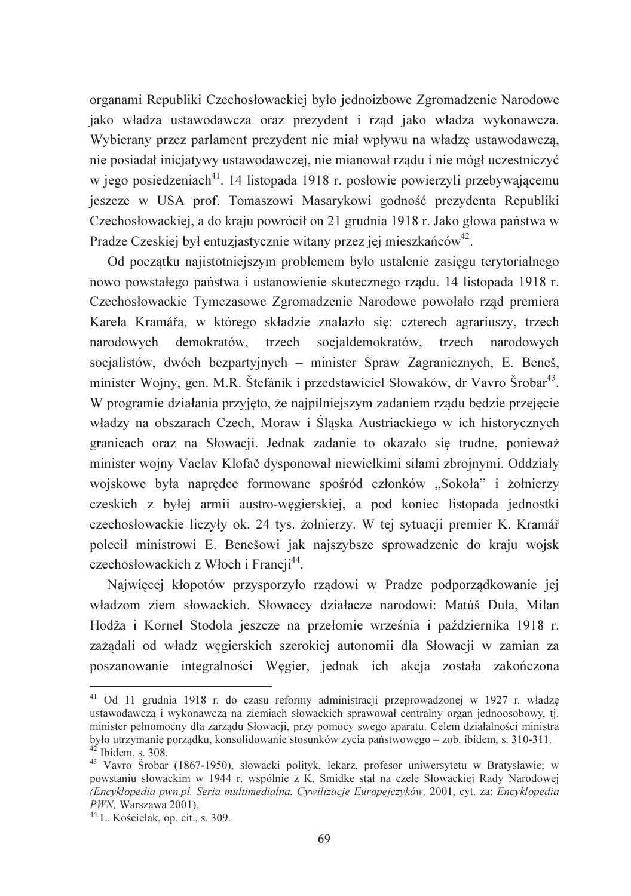organami Republiki Czechosłowackiej było jednoizbowe Zgromadzenie Narodowe jako władza ustawodawcza oraz prezydent i rząd jako władza wykonawcza. Wybierany przez parlament prezydent nie miał wpływu na władzę ustawodawczą, nie posiadał inicjatywy ustawodawczej, nie mianował rządu i nie mógł uczestniczyć w jego posiedzeniach[41]. 14 listopada 1918 r. posłowie powierzyli przebywającemu jeszcze w USA prof. Tomaszowi Masarykowi godność prezydenta Republiki Czechosłowackiej, a do kraju powrócił on 21 grudnia 1918 r. Jako głowa państwa w Pradze Czeskiej był entuzjastycznie witany przez jej mieszkańców[42].

Od początku najistotniejszym problemem było ustalenie zasięgu terytorialnego nowo powstałego państwa i ustanowienie skutecznego rządu. 14 listopada 1918 r. Czechosłowackie Tymczasowe Zgromadzenie Narodowe powołało rząd premiera Karela Kramářa, w którego składzie znalazło się: czterech agrariuszy, trzech narodowych demokratów, trzech socjaldemokratów, trzech narodowych socjalistów, dwóch bezpartyjnych – minister Spraw Zagranicznych, E. Beneš, minister Wojny, gen. M.R. Štefánik i przedstawiciel Słowaków, dr Vavro Šrobar[43]. W programie działania przyjęto, że najpilniejszym zadaniem rządu będzie przejęcie władzy na obszarach Czech, Moraw i Śląska Austriackiego w ich historycznych granicach oraz na Słowacji. Jednak zadanie to okazało się trudne, ponieważ minister wojny Vaclav Klofač dysponował niewielkimi siłami zbrojnymi. Oddziały wojskowe była naprędce formowane spośród członków „Sokoła" i żołnierzy czeskich z byłej armii austro-węgierskiej, a pod koniec listopada jednostki czechosłowackie liczyły ok. 24 tys. żołnierzy. W tej sytuacji premier K. Kramář polecił ministrowi E. Benešowi jak najszybsze sprowadzenie do kraju wojsk czechosłowackich z Włoch i Francji[44].

Najwięcej kłopotów przysporzyło rządowi w Pradze podporządkowanie jej władzom ziem słowackich. Słowaccy działacze narodowi: Matúš Dula, Milan Hodža i Kornel Stodola jeszcze na przełomie września i października 1918 r. zażądali od władz węgierskich szerokiej autonomii dla Słowacji w zamian za poszanowanie integralności Węgier, jednak ich akcja została zakończona

---

[41] Od 11 grudnia 1918 r. do czasu reformy administracji przeprowadzonej w 1927 r. władzę ustawodawczą i wykonawczą na ziemiach słowackich sprawował centralny organ jednoosobowy, tj. minister pełnomocny dla zarządu Słowacji, przy pomocy swego aparatu. Celem działalności ministra było utrzymanie porządku, konsolidowanie stosunków życia państwowego – zob. ibidem, s. 310-311.

[42] Ibidem, s. 308.

[43] Vavro Šrobar (1867-1950), słowacki polityk, lekarz, profesor uniwersytetu w Bratysławie; w powstaniu słowackim w 1944 r. wspólnie z K. Smidke stał na czele Słowackiej Rady Narodowej (*Encyklopedia pwn.pl. Seria multimedialna. Cywilizacje Europejczyków,* 2001, cyt. za: *Encyklopedia PWN,* Warszawa 2001).

[44] L. Kościelak, op. cit., s. 309.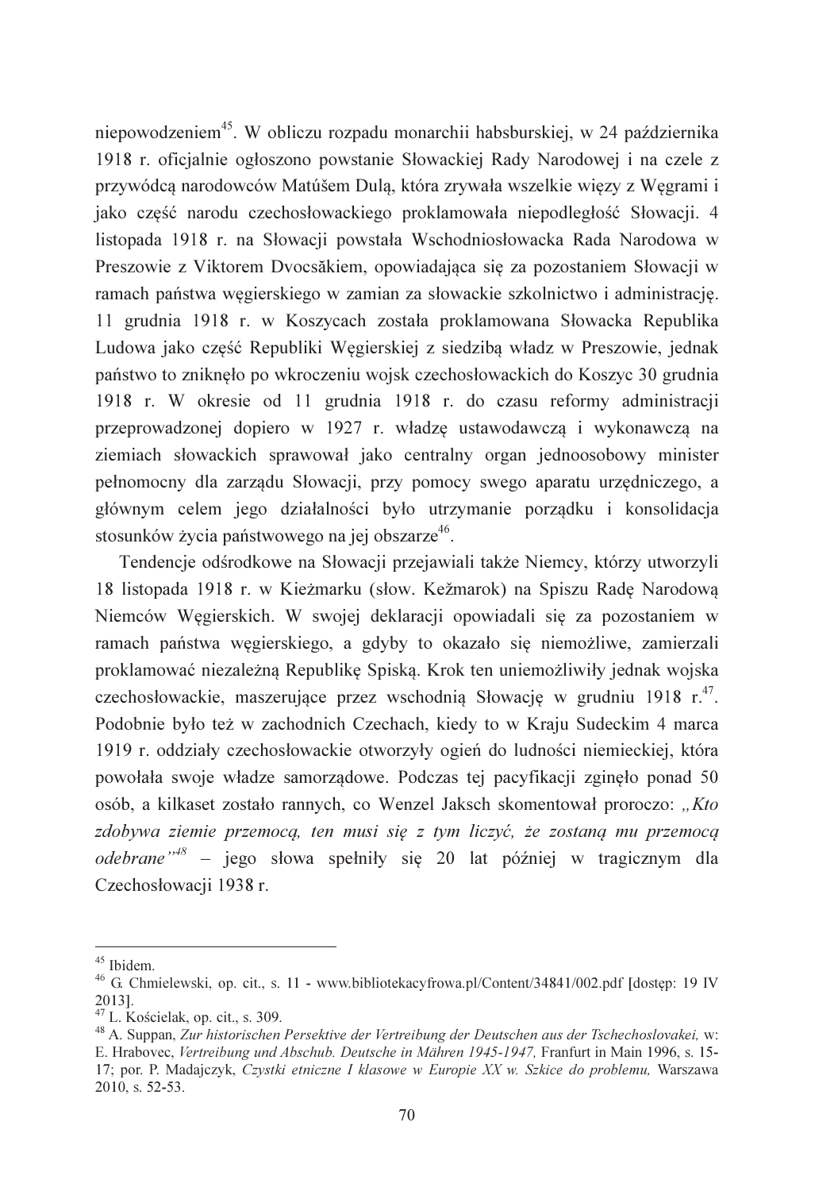niepowodzeniem[45]. W obliczu rozpadu monarchii habsburskiej, w 24 października 1918 r. oficjalnie ogłoszono powstanie Słowackiej Rady Narodowej i na czele z przywódcą narodowców Matúšem Dulą, która zrywała wszelkie więzy z Węgrami i jako część narodu czechosłowackiego proklamowała niepodległość Słowacji. 4 listopada 1918 r. na Słowacji powstała Wschodniosłowacka Rada Narodowa w Preszowie z Viktorem Dvocsăkiem, opowiadająca się za pozostaniem Słowacji w ramach państwa węgierskiego w zamian za słowackie szkolnictwo i administrację. 11 grudnia 1918 r. w Koszycach została proklamowana Słowacka Republika Ludowa jako część Republiki Węgierskiej z siedzibą władz w Preszowie, jednak państwo to zniknęło po wkroczeniu wojsk czechosłowackich do Koszyc 30 grudnia 1918 r. W okresie od 11 grudnia 1918 r. do czasu reformy administracji przeprowadzonej dopiero w 1927 r. władzę ustawodawczą i wykonawczą na ziemiach słowackich sprawował jako centralny organ jednoosobowy minister pełnomocny dla zarządu Słowacji, przy pomocy swego aparatu urzędniczego, a głównym celem jego działalności było utrzymanie porządku i konsolidacja stosunków życia państwowego na jej obszarze[46].

Tendencje odśrodkowe na Słowacji przejawiali także Niemcy, którzy utworzyli 18 listopada 1918 r. w Kieżmarku (słow. Kežmarok) na Spiszu Radę Narodową Niemców Węgierskich. W swojej deklaracji opowiadali się za pozostaniem w ramach państwa węgierskiego, a gdyby to okazało się niemożliwe, zamierzali proklamować niezależną Republikę Spiską. Krok ten uniemożliwiły jednak wojska czechosłowackie, maszerujące przez wschodnią Słowację w grudniu 1918 r.[47]. Podobnie było też w zachodnich Czechach, kiedy to w Kraju Sudeckim 4 marca 1919 r. oddziały czechosłowackie otworzyły ogień do ludności niemieckiej, która powołała swoje władze samorządowe. Podczas tej pacyfikacji zginęło ponad 50 osób, a kilkaset zostało rannych, co Wenzel Jaksch skomentował proroczo: *„Kto zdobywa ziemie przemocą, ten musi się z tym liczyć, że zostaną mu przemocą odebrane"*[48] – jego słowa spełniły się 20 lat później w tragicznym dla Czechosłowacji 1938 r.

---

[45] Ibidem.

[46] G. Chmielewski, op. cit., s. 11 - www.bibliotekacyfrowa.pl/Content/34841/002.pdf [dostęp: 19 IV 2013].

[47] L. Kościelak, op. cit., s. 309.

[48] A. Suppan, *Zur historischen Persektive der Vertreibung der Deutschen aus der Tschechoslovakei,* w: E. Hrabovec, *Vertreibung und Abschub. Deutsche in Mähren 1945-1947,* Franfurt in Main 1996, s. 15-17; por. P. Madajczyk, *Czystki etniczne I klasowe w Europie XX w. Szkice do problemu,* Warszawa 2010, s. 52-53.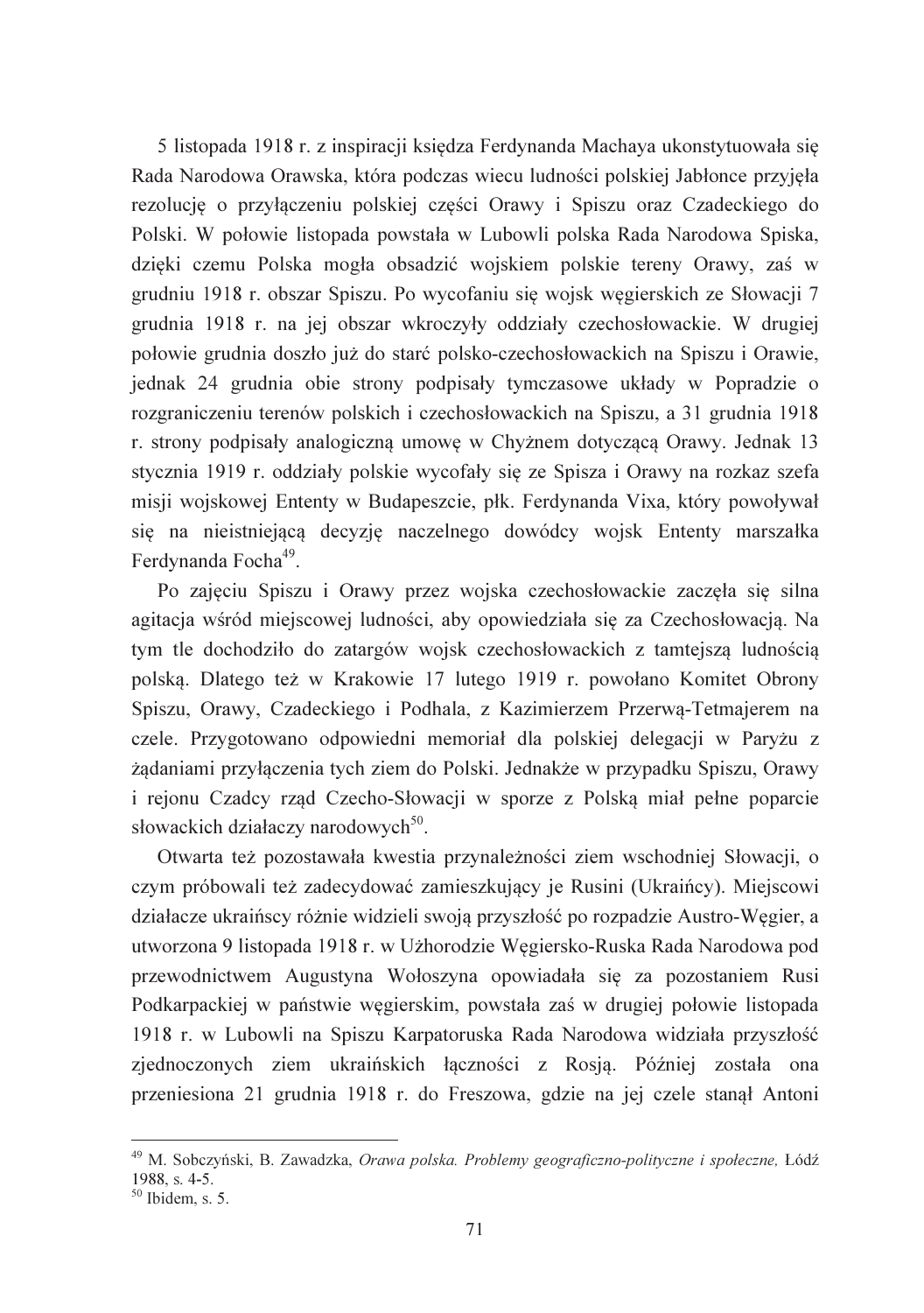5 listopada 1918 r. z inspiracji księdza Ferdynanda Machaya ukonstytuowała się Rada Narodowa Orawska, która podczas wiecu ludności polskiej Jabłonce przyjęła rezolucję o przyłączeniu polskiej części Orawy i Spiszu oraz Czadeckiego do Polski. W połowie listopada powstała w Lubowli polska Rada Narodowa Spiska, dzięki czemu Polska mogła obsadzić wojskiem polskie tereny Orawy, zaś w grudniu 1918 r. obszar Spiszu. Po wycofaniu się wojsk węgierskich ze Słowacji 7 grudnia 1918 r. na jej obszar wkroczyły oddziały czechosłowackie. W drugiej połowie grudnia doszło już do starć polsko-czechosłowackich na Spiszu i Orawie, jednak 24 grudnia obie strony podpisały tymczasowe układy w Popradzie o rozgraniczeniu terenów polskich i czechosłowackich na Spiszu, a 31 grudnia 1918 r. strony podpisały analogiczną umowę w Chyżnem dotyczącą Orawy. Jednak 13 stycznia 1919 r. oddziały polskie wycofały się ze Spisza i Orawy na rozkaz szefa misji wojskowej Ententy w Budapeszcie, płk. Ferdynanda Vixa, który powoływał się na nieistniejącą decyzję naczelnego dowódcy wojsk Ententy marszałka Ferdynanda Focha[49].

Po zajęciu Spiszu i Orawy przez wojska czechosłowackie zaczęła się silna agitacja wśród miejscowej ludności, aby opowiedziała się za Czechosłowacją. Na tym tle dochodziło do zatargów wojsk czechosłowackich z tamtejszą ludnością polską. Dlatego też w Krakowie 17 lutego 1919 r. powołano Komitet Obrony Spiszu, Orawy, Czadeckiego i Podhala, z Kazimierzem Przerwą-Tetmajerem na czele. Przygotowano odpowiedni memoriał dla polskiej delegacji w Paryżu z żądaniami przyłączenia tych ziem do Polski. Jednakże w przypadku Spiszu, Orawy i rejonu Czadcy rząd Czecho-Słowacji w sporze z Polską miał pełne poparcie słowackich działaczy narodowych[50].

Otwarta też pozostawała kwestia przynależności ziem wschodniej Słowacji, o czym próbowali też zadecydować zamieszkujący je Rusini (Ukraińcy). Miejscowi działacze ukraińscy różnie widzieli swoją przyszłość po rozpadzie Austro-Węgier, a utworzona 9 listopada 1918 r. w Użhorodzie Węgiersko-Ruska Rada Narodowa pod przewodnictwem Augustyna Wołoszyna opowiadała się za pozostaniem Rusi Podkarpackiej w państwie węgierskim, powstała zaś w drugiej połowie listopada 1918 r. w Lubowli na Spiszu Karpatoruska Rada Narodowa widziała przyszłość zjednoczonych ziem ukraińskich łączności z Rosją. Później została ona przeniesiona 21 grudnia 1918 r. do Freszowa, gdzie na jej czele stanął Antoni

---

[49] M. Sobczyński, B. Zawadzka, *Orawa polska. Problemy geograficzno-polityczne i społeczne,* Łódź 1988, s. 4-5.

[50] Ibidem, s. 5.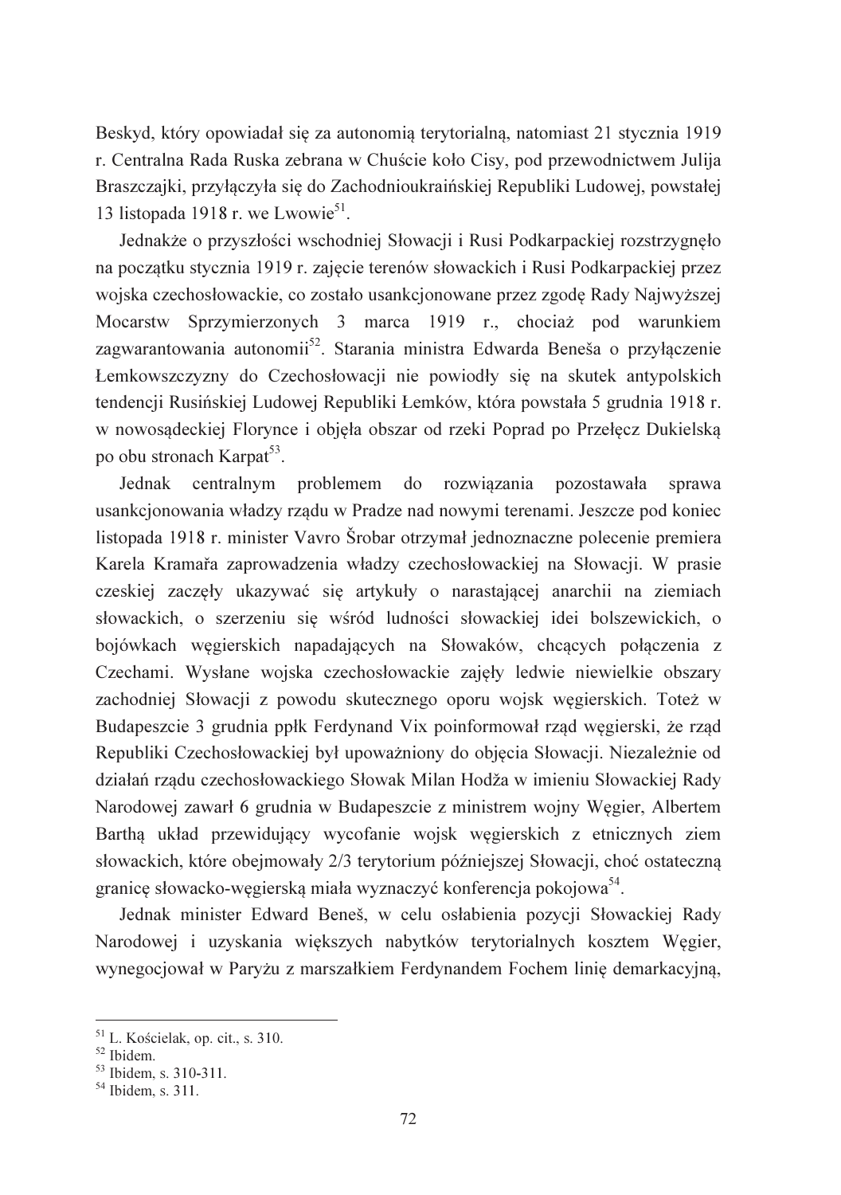Beskyd, który opowiadał się za autonomią terytorialną, natomiast 21 stycznia 1919 r. Centralna Rada Ruska zebrana w Chuście koło Cisy, pod przewodnictwem Julija Braszczajki, przyłączyła się do Zachodnioukraińskiej Republiki Ludowej, powstałej 13 listopada 1918 r. we Lwowie[51].

Jednakże o przyszłości wschodniej Słowacji i Rusi Podkarpackiej rozstrzygnęło na początku stycznia 1919 r. zajęcie terenów słowackich i Rusi Podkarpackiej przez wojska czechosłowackie, co zostało usankcjonowane przez zgodę Rady Najwyższej Mocarstw Sprzymierzonych 3 marca 1919 r., chociaż pod warunkiem zagwarantowania autonomii[52]. Starania ministra Edwarda Beneša o przyłączenie Łemkowszczyzny do Czechosłowacji nie powiodły się na skutek antypolskich tendencji Rusińskiej Ludowej Republiki Łemków, która powstała 5 grudnia 1918 r. w nowosądeckiej Florynce i objęła obszar od rzeki Poprad po Przełęcz Dukielską po obu stronach Karpat[53].

Jednak centralnym problemem do rozwiązania pozostawała sprawa usankcjonowania władzy rządu w Pradze nad nowymi terenami. Jeszcze pod koniec listopada 1918 r. minister Vavro Šrobar otrzymał jednoznaczne polecenie premiera Karela Kramařa zaprowadzenia władzy czechosłowackiej na Słowacji. W prasie czeskiej zaczęły ukazywać się artykuły o narastającej anarchii na ziemiach słowackich, o szerzeniu się wśród ludności słowackiej idei bolszewickich, o bojówkach węgierskich napadających na Słowaków, chcących połączenia z Czechami. Wysłane wojska czechosłowackie zajęły ledwie niewielkie obszary zachodniej Słowacji z powodu skutecznego oporu wojsk węgierskich. Toteż w Budapeszcie 3 grudnia ppłk Ferdynand Vix poinformował rząd węgierski, że rząd Republiki Czechosłowackiej był upoważniony do objęcia Słowacji. Niezależnie od działań rządu czechosłowackiego Słowak Milan Hodža w imieniu Słowackiej Rady Narodowej zawarł 6 grudnia w Budapeszcie z ministrem wojny Węgier, Albertem Barthą układ przewidujący wycofanie wojsk węgierskich z etnicznych ziem słowackich, które obejmowały 2/3 terytorium późniejszej Słowacji, choć ostateczną granicę słowacko-węgierską miała wyznaczyć konferencja pokojowa[54].

Jednak minister Edward Beneš, w celu osłabienia pozycji Słowackiej Rady Narodowej i uzyskania większych nabytków terytorialnych kosztem Węgier, wynegocjował w Paryżu z marszałkiem Ferdynandem Fochem linię demarkacyjną,

---

[51] L. Kościelak, op. cit., s. 310.

[52] Ibidem.

[53] Ibidem, s. 310-311.

[54] Ibidem, s. 311.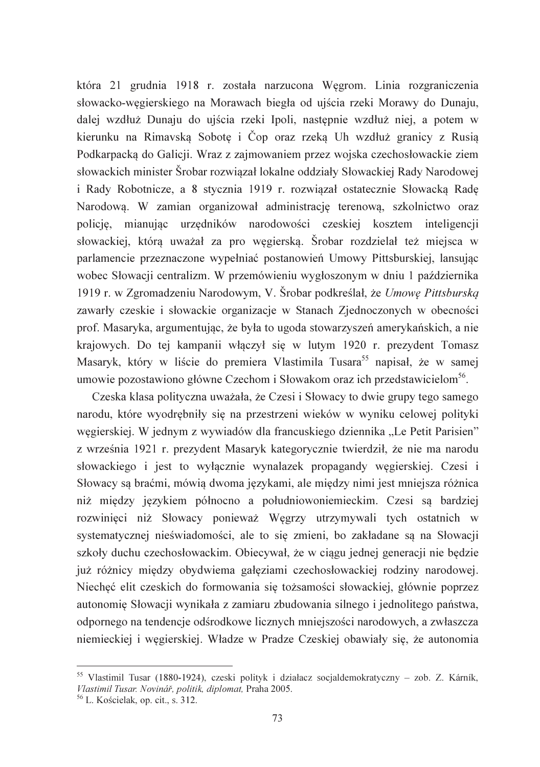która 21 grudnia 1918 r. została narzucona Węgrom. Linia rozgraniczenia słowacko-węgierskiego na Morawach biegła od ujścia rzeki Morawy do Dunaju, dalej wzdłuż Dunaju do ujścia rzeki Ipoli, następnie wzdłuż niej, a potem w kierunku na Rimavską Sobotę i Čop oraz rzeką Uh wzdłuż granicy z Rusią Podkarpacką do Galicji. Wraz z zajmowaniem przez wojska czechosłowackie ziem słowackich minister Šrobar rozwiązał lokalne oddziały Słowackiej Rady Narodowej i Rady Robotnicze, a 8 stycznia 1919 r. rozwiązał ostatecznie Słowacką Radę Narodową. W zamian organizował administrację terenową, szkolnictwo oraz policję, mianując urzędników narodowości czeskiej kosztem inteligencji słowackiej, którą uważał za pro węgierską. Šrobar rozdzielał też miejsca w parlamencie przeznaczone wypełniać postanowień Umowy Pittsburskiej, lansując wobec Słowacji centralizm. W przemówieniu wygłoszonym w dniu 1 października 1919 r. w Zgromadzeniu Narodowym, V. Šrobar podkreślał, że *Umowę Pittsburską* zawarły czeskie i słowackie organizacje w Stanach Zjednoczonych w obecności prof. Masaryka, argumentując, że była to ugoda stowarzyszeń amerykańskich, a nie krajowych. Do tej kampanii włączył się w lutym 1920 r. prezydent Tomasz Masaryk, który w liście do premiera Vlastimila Tusara[55] napisał, że w samej umowie pozostawiono główne Czechom i Słowakom oraz ich przedstawicielom[56].

Czeska klasa polityczna uważała, że Czesi i Słowacy to dwie grupy tego samego narodu, które wyodrębniły się na przestrzeni wieków w wyniku celowej polityki węgierskiej. W jednym z wywiadów dla francuskiego dziennika „Le Petit Parisien" z września 1921 r. prezydent Masaryk kategorycznie twierdził, że nie ma narodu słowackiego i jest to wyłącznie wynalazek propagandy węgierskiej. Czesi i Słowacy są braćmi, mówią dwoma językami, ale między nimi jest mniejsza różnica niż między językiem północno a południowoniemieckim. Czesi są bardziej rozwinięci niż Słowacy ponieważ Węgrzy utrzymywali tych ostatnich w systematycznej nieświadomości, ale to się zmieni, bo zakładane są na Słowacji szkoły duchu czechosłowackim. Obiecywał, że w ciągu jednej generacji nie będzie już różnicy między obydwiema gałęziami czechosłowackiej rodziny narodowej. Niechęć elit czeskich do formowania się tożsamości słowackiej, głównie poprzez autonomię Słowacji wynikała z zamiaru zbudowania silnego i jednolitego państwa, odpornego na tendencje odśrodkowe licznych mniejszości narodowych, a zwłaszcza niemieckiej i węgierskiej. Władze w Pradze Czeskiej obawiały się, że autonomia

---

[55] Vlastimil Tusar (1880-1924), czeski polityk i działacz socjaldemokratyczny – zob. Z. Kárník, *Vlastimil Tusar. Novinář, politik, diplomat,* Praha 2005.

[56] L. Kościelak, op. cit., s. 312.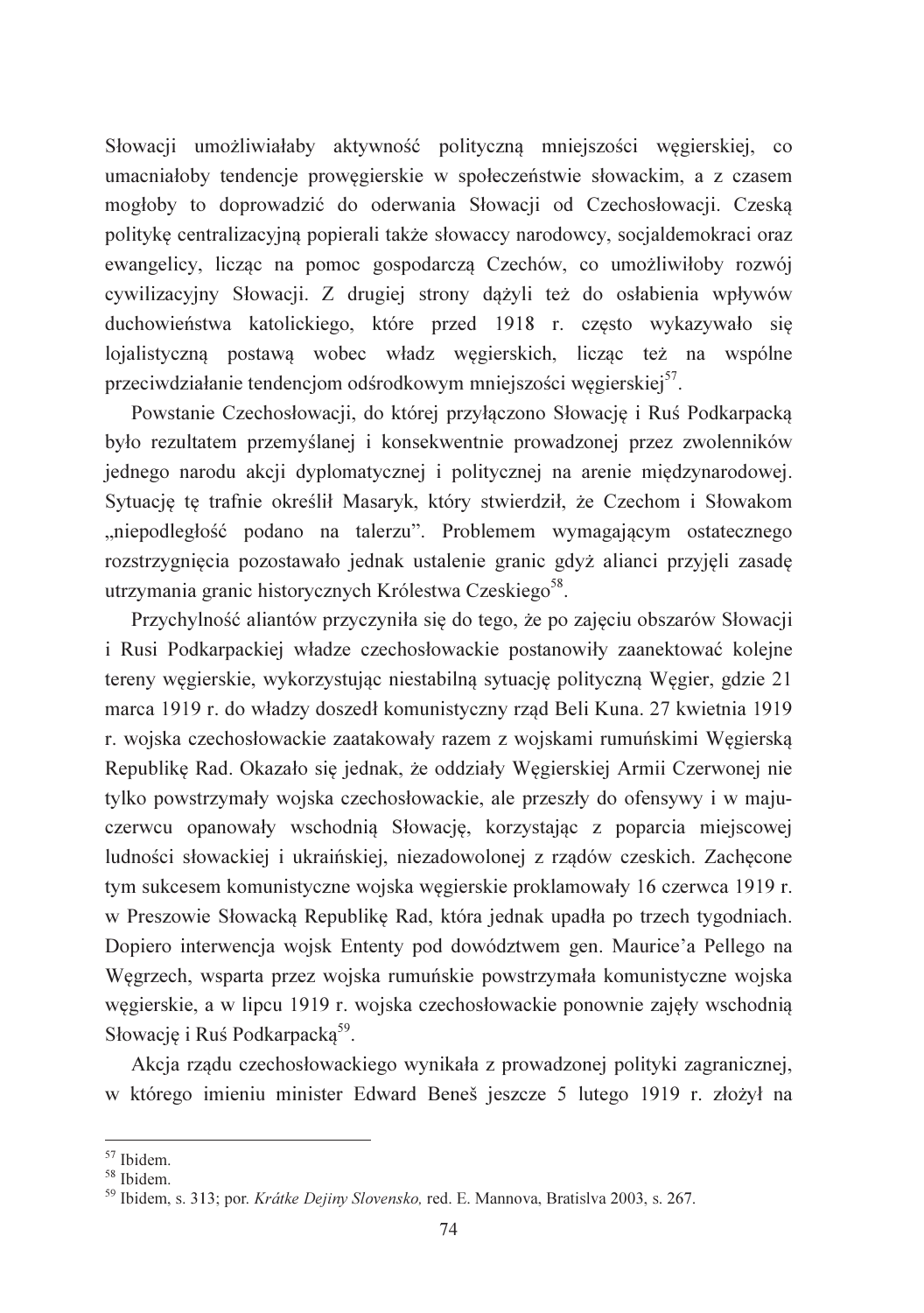Słowacji umożliwiałaby aktywność polityczną mniejszości węgierskiej, co umacniałoby tendencje prowęgierskie w społeczeństwie słowackim, a z czasem mogłoby to doprowadzić do oderwania Słowacji od Czechosłowacji. Czeską politykę centralizacyjną popierali także słowaccy narodowcy, socjaldemokraci oraz ewangelicy, licząc na pomoc gospodarczą Czechów, co umożliwiłoby rozwój cywilizacyjny Słowacji. Z drugiej strony dążyli też do osłabienia wpływów duchowieństwa katolickiego, które przed 1918 r. często wykazywało się lojalistyczną postawą wobec władz węgierskich, licząc też na wspólne przeciwdziałanie tendencjom odśrodkowym mniejszości węgierskiej[57].

Powstanie Czechosłowacji, do której przyłączono Słowację i Ruś Podkarpacką było rezultatem przemyślanej i konsekwentnie prowadzonej przez zwolenników jednego narodu akcji dyplomatycznej i politycznej na arenie międzynarodowej. Sytuację tę trafnie określił Masaryk, który stwierdził, że Czechom i Słowakom „niepodległość podano na talerzu". Problemem wymagającym ostatecznego rozstrzygnięcia pozostawało jednak ustalenie granic gdyż alianci przyjęli zasadę utrzymania granic historycznych Królestwa Czeskiego[58].

Przychylność aliantów przyczyniła się do tego, że po zajęciu obszarów Słowacji i Rusi Podkarpackiej władze czechosłowackie postanowiły zaanektować kolejne tereny węgierskie, wykorzystując niestabilną sytuację polityczną Węgier, gdzie 21 marca 1919 r. do władzy doszedł komunistyczny rząd Beli Kuna. 27 kwietnia 1919 r. wojska czechosłowackie zaatakowały razem z wojskami rumuńskimi Węgierską Republikę Rad. Okazało się jednak, że oddziały Węgierskiej Armii Czerwonej nie tylko powstrzymały wojska czechosłowackie, ale przeszły do ofensywy i w maju-czerwcu opanowały wschodnią Słowację, korzystając z poparcia miejscowej ludności słowackiej i ukraińskiej, niezadowolonej z rządów czeskich. Zachęcone tym sukcesem komunistyczne wojska węgierskie proklamowały 16 czerwca 1919 r. w Preszowie Słowacką Republikę Rad, która jednak upadła po trzech tygodniach. Dopiero interwencja wojsk Ententy pod dowództwem gen. Maurice'a Pellego na Węgrzech, wsparta przez wojska rumuńskie powstrzymała komunistyczne wojska węgierskie, a w lipcu 1919 r. wojska czechosłowackie ponownie zajęły wschodnią Słowację i Ruś Podkarpacką[59].

Akcja rządu czechosłowackiego wynikała z prowadzonej polityki zagranicznej, w którego imieniu minister Edward Beneš jeszcze 5 lutego 1919 r. złożył na

---

[57] Ibidem.

[58] Ibidem.

[59] Ibidem, s. 313; por. *Krátke Dejiny Slovensko,* red. E. Mannova, Bratislva 2003, s. 267.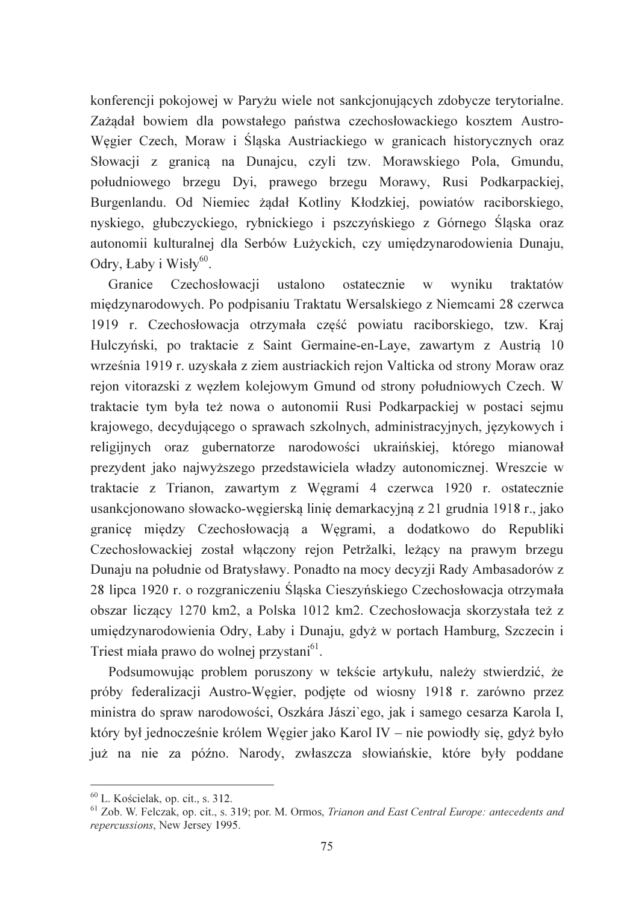konferencji pokojowej w Paryżu wiele not sankcjonujących zdobycze terytorialne. Zażądał bowiem dla powstałego państwa czechosłowackiego kosztem Austro-Węgier Czech, Moraw i Śląska Austriackiego w granicach historycznych oraz Słowacji z granicą na Dunajcu, czyli tzw. Morawskiego Pola, Gmundu, południowego brzegu Dyi, prawego brzegu Morawy, Rusi Podkarpackiej, Burgenlandu. Od Niemiec żądał Kotliny Kłodzkiej, powiatów raciborskiego, nyskiego, głubczyckiego, rybnickiego i pszczyńskiego z Górnego Śląska oraz autonomii kulturalnej dla Serbów Łużyckich, czy umiędzynarodowienia Dunaju, Odry, Łaby i Wisły[60].

Granice Czechosłowacji ustalono ostatecznie w wyniku traktatów międzynarodowych. Po podpisaniu Traktatu Wersalskiego z Niemcami 28 czerwca 1919 r. Czechosłowacja otrzymała część powiatu raciborskiego, tzw. Kraj Hulczyński, po traktacie z Saint Germaine-en-Laye, zawartym z Austrią 10 września 1919 r. uzyskała z ziem austriackich rejon Valticka od strony Moraw oraz rejon vitorazski z węzłem kolejowym Gmund od strony południowych Czech. W traktacie tym była też nowa o autonomii Rusi Podkarpackiej w postaci sejmu krajowego, decydującego o sprawach szkolnych, administracyjnych, językowych i religijnych oraz gubernatorze narodowości ukraińskiej, którego mianował prezydent jako najwyższego przedstawiciela władzy autonomicznej. Wreszcie w traktacie z Trianon, zawartym z Węgrami 4 czerwca 1920 r. ostatecznie usankcjonowano słowacko-węgierską linię demarkacyjną z 21 grudnia 1918 r., jako granicę między Czechosłowacją a Węgrami, a dodatkowo do Republiki Czechosłowackiej został włączony rejon Petržalki, leżący na prawym brzegu Dunaju na południe od Bratysławy. Ponadto na mocy decyzji Rady Ambasadorów z 28 lipca 1920 r. o rozgraniczeniu Śląska Cieszyńskiego Czechosłowacja otrzymała obszar liczący 1270 km2, a Polska 1012 km2. Czechosłowacja skorzystała też z umiędzynarodowienia Odry, Łaby i Dunaju, gdyż w portach Hamburg, Szczecin i Triest miała prawo do wolnej przystani[61].

Podsumowując problem poruszony w tekście artykułu, należy stwierdzić, że próby federalizacji Austro-Węgier, podjęte od wiosny 1918 r. zarówno przez ministra do spraw narodowości, Oszkára Jászi`ego, jak i samego cesarza Karola I, który był jednocześnie królem Węgier jako Karol IV – nie powiodły się, gdyż było już na nie za późno. Narody, zwłaszcza słowiańskie, które były poddane

---

[60] L. Kościelak, op. cit., s. 312.

[61] Zob. W. Felczak, op. cit., s. 319; por. M. Ormos, *Trianon and East Central Europe: antecedents and repercussions*, New Jersey 1995.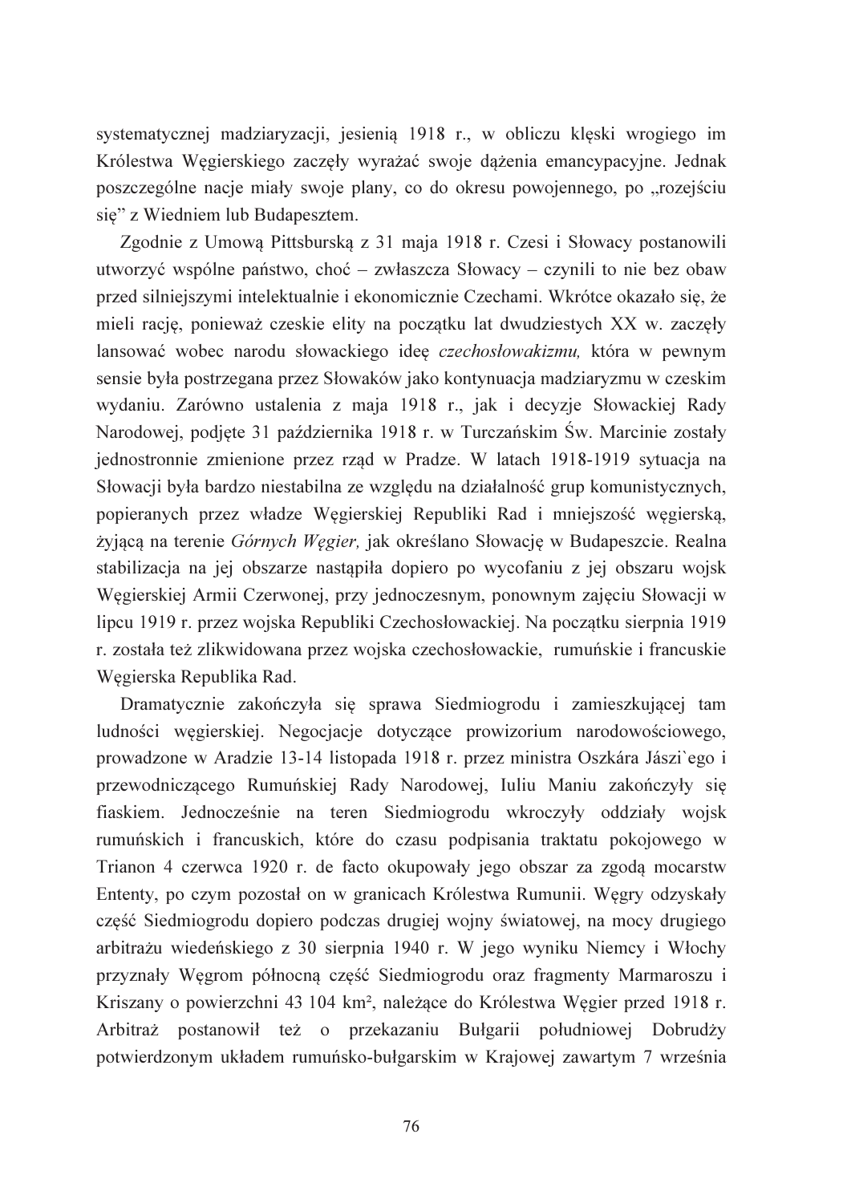systematycznej madziaryzacji, jesienią 1918 r., w obliczu klęski wrogiego im Królestwa Węgierskiego zaczęły wyrażać swoje dążenia emancypacyjne. Jednak poszczególne nacje miały swoje plany, co do okresu powojennego, po „rozejściu się" z Wiedniem lub Budapesztem.

Zgodnie z Umową Pittsburską z 31 maja 1918 r. Czesi i Słowacy postanowili utworzyć wspólne państwo, choć – zwłaszcza Słowacy – czynili to nie bez obaw przed silniejszymi intelektualnie i ekonomicznie Czechami. Wkrótce okazało się, że mieli rację, ponieważ czeskie elity na początku lat dwudziestych XX w. zaczęły lansować wobec narodu słowackiego ideę *czechosłowakizmu,* która w pewnym sensie była postrzegana przez Słowaków jako kontynuacja madziaryzmu w czeskim wydaniu. Zarówno ustalenia z maja 1918 r., jak i decyzje Słowackiej Rady Narodowej, podjęte 31 października 1918 r. w Turczańskim Św. Marcinie zostały jednostronnie zmienione przez rząd w Pradze. W latach 1918-1919 sytuacja na Słowacji była bardzo niestabilna ze względu na działalność grup komunistycznych, popieranych przez władze Węgierskiej Republiki Rad i mniejszość węgierską, żyjącą na terenie *Górnych Węgier,* jak określano Słowację w Budapeszcie. Realna stabilizacja na jej obszarze nastąpiła dopiero po wycofaniu z jej obszaru wojsk Węgierskiej Armii Czerwonej, przy jednoczesnym, ponownym zajęciu Słowacji w lipcu 1919 r. przez wojska Republiki Czechosłowackiej. Na początku sierpnia 1919 r. została też zlikwidowana przez wojska czechosłowackie, rumuńskie i francuskie Węgierska Republika Rad.

Dramatycznie zakończyła się sprawa Siedmiogrodu i zamieszkującej tam ludności węgierskiej. Negocjacje dotyczące prowizorium narodowościowego, prowadzone w Aradzie 13-14 listopada 1918 r. przez ministra Oszkára Jászi`ego i przewodniczącego Rumuńskiej Rady Narodowej, Iuliu Maniu zakończyły się fiaskiem. Jednocześnie na teren Siedmiogrodu wkroczyły oddziały wojsk rumuńskich i francuskich, które do czasu podpisania traktatu pokojowego w Trianon 4 czerwca 1920 r. de facto okupowały jego obszar za zgodą mocarstw Ententy, po czym pozostał on w granicach Królestwa Rumunii. Węgry odzyskały część Siedmiogrodu dopiero podczas drugiej wojny światowej, na mocy drugiego arbitrażu wiedeńskiego z 30 sierpnia 1940 r. W jego wyniku Niemcy i Włochy przyznały Węgrom północną część Siedmiogrodu oraz fragmenty Marmaroszu i Kriszany o powierzchni 43 104 km², należące do Królestwa Węgier przed 1918 r. Arbitraż postanowił też o przekazaniu Bułgarii południowej Dobrudży potwierdzonym układem rumuńsko-bułgarskim w Krajowej zawartym 7 września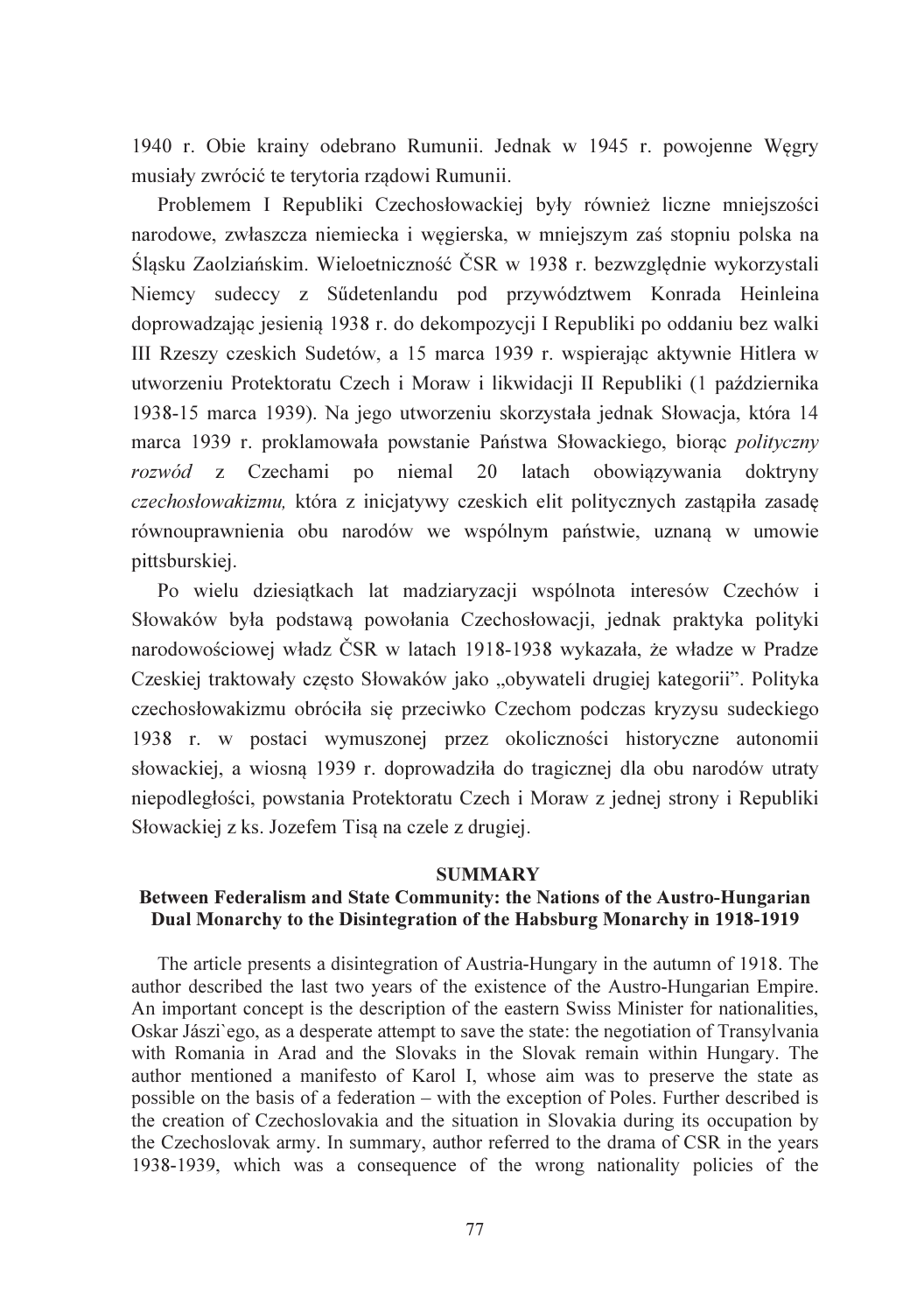1940 r. Obie krainy odebrano Rumunii. Jednak w 1945 r. powojenne Węgry musiały zwrócić te terytoria rządowi Rumunii.

Problemem I Republiki Czechosłowackiej były również liczne mniejszości narodowe, zwłaszcza niemiecka i węgierska, w mniejszym zaś stopniu polska na Śląsku Zaolziańskim. Wieloetniczność ČSR w 1938 r. bezwzględnie wykorzystali Niemcy sudeccy z Sűdetenlandu pod przywództwem Konrada Heinleina doprowadzając jesienią 1938 r. do dekompozycji I Republiki po oddaniu bez walki III Rzeszy czeskich Sudetów, a 15 marca 1939 r. wspierając aktywnie Hitlera w utworzeniu Protektoratu Czech i Moraw i likwidacji II Republiki (1 października 1938-15 marca 1939). Na jego utworzeniu skorzystała jednak Słowacja, która 14 marca 1939 r. proklamowała powstanie Państwa Słowackiego, biorąc *polityczny rozwód* z Czechami po niemal 20 latach obowiązywania doktryny *czechosłowakizmu,* która z inicjatywy czeskich elit politycznych zastąpiła zasadę równouprawnienia obu narodów we wspólnym państwie, uznaną w umowie pittsburskiej.

Po wielu dziesiątkach lat madziaryzacji wspólnota interesów Czechów i Słowaków była podstawą powołania Czechosłowacji, jednak praktyka polityki narodowościowej władz ČSR w latach 1918-1938 wykazała, że władze w Pradze Czeskiej traktowały często Słowaków jako „obywateli drugiej kategorii". Polityka czechosłowakizmu obróciła się przeciwko Czechom podczas kryzysu sudeckiego 1938 r. w postaci wymuszonej przez okoliczności historyczne autonomii słowackiej, a wiosną 1939 r. doprowadziła do tragicznej dla obu narodów utraty niepodległości, powstania Protektoratu Czech i Moraw z jednej strony i Republiki Słowackiej z ks. Jozefem Tisą na czele z drugiej.

## SUMMARY

### Between Federalism and State Community: the Nations of the Austro-Hungarian Dual Monarchy to the Disintegration of the Habsburg Monarchy in 1918-1919

The article presents a disintegration of Austria-Hungary in the autumn of 1918. The author described the last two years of the existence of the Austro-Hungarian Empire. An important concept is the description of the eastern Swiss Minister for nationalities, Oskar Jászi`ego, as a desperate attempt to save the state: the negotiation of Transylvania with Romania in Arad and the Slovaks in the Slovak remain within Hungary. The author mentioned a manifesto of Karol I, whose aim was to preserve the state as possible on the basis of a federation – with the exception of Poles. Further described is the creation of Czechoslovakia and the situation in Slovakia during its occupation by the Czechoslovak army. In summary, author referred to the drama of CSR in the years 1938-1939, which was a consequence of the wrong nationality policies of the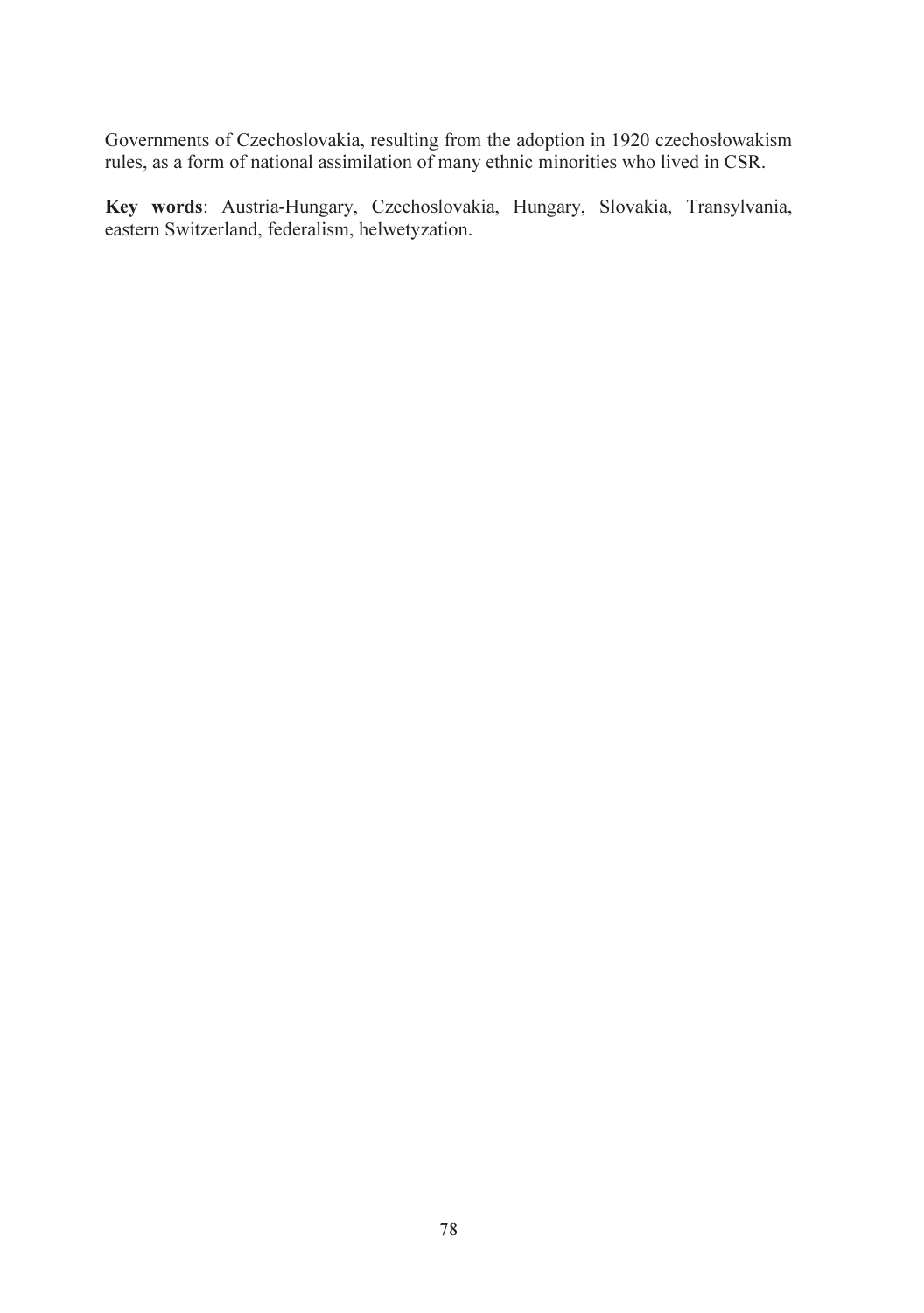Governments of Czechoslovakia, resulting from the adoption in 1920 czechosłowakism rules, as a form of national assimilation of many ethnic minorities who lived in CSR.

**Key words**: Austria-Hungary, Czechoslovakia, Hungary, Slovakia, Transylvania, eastern Switzerland, federalism, helwetyzation.